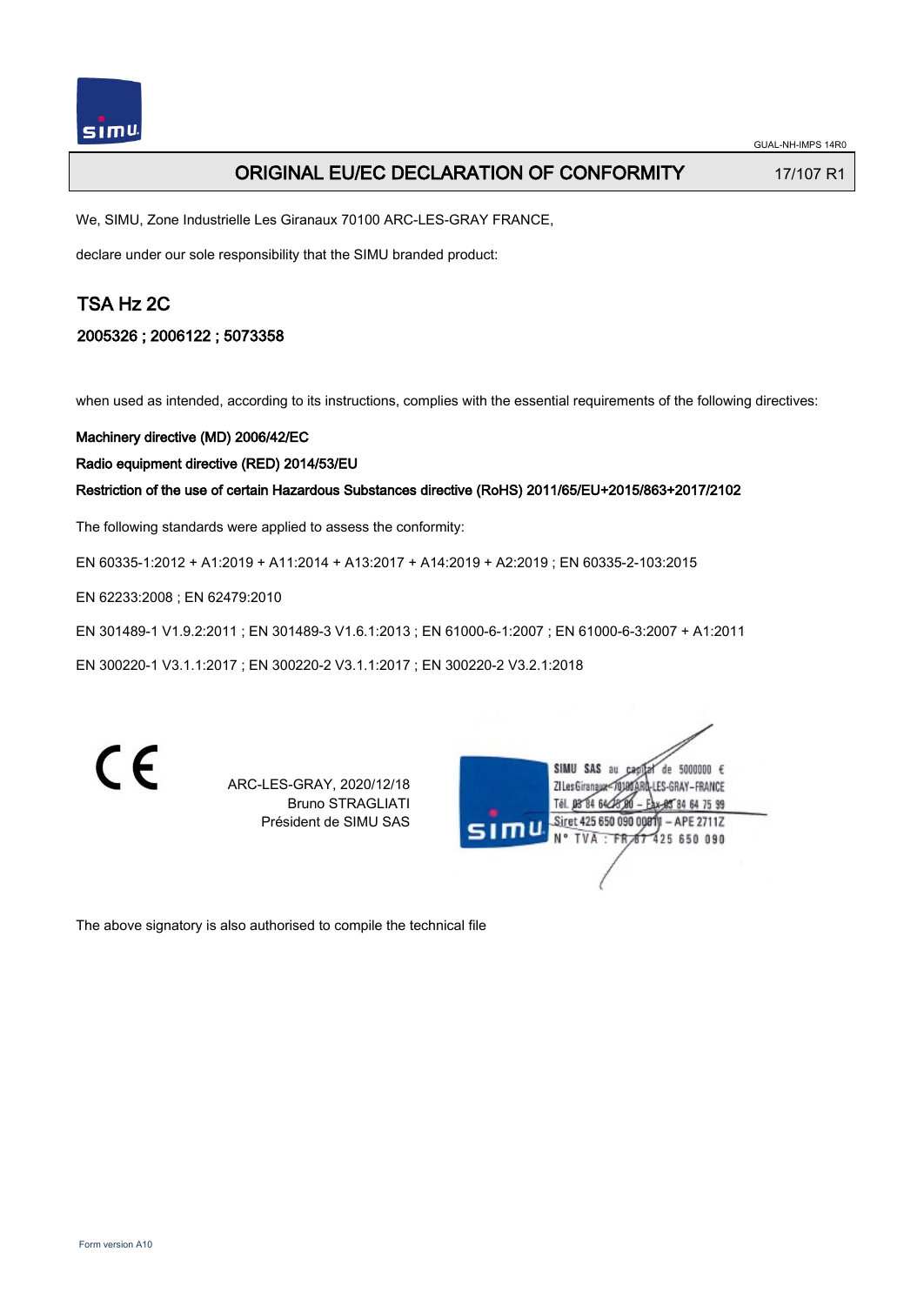GUAL-NH-IMPS 14R0

# ORIGINAL EU/EC DECLARATION OF CONFORMITY

17/107 R1

We, SIMU, Zone Industrielle Les Giranaux 70100 ARC-LES-GRAY FRANCE,

declare under our sole responsibility that the SIMU branded product:

## TSA Hz 2C

### 2005326 ; 2006122 ; 5073358

when used as intended, according to its instructions, complies with the essential requirements of the following directives:

**Machinery directive (MD) 2006/42/EC**

**Radio equipment directive (RED) 2014/53/EU**

**Restriction of the use of certain Hazardous Substances directive (RoHS) 2011/65/EU+2015/863+2017/2102**

The following standards were applied to assess the conformity:

EN 60335-1:2012 + A1:2019 + A11:2014 + A13:2017 + A14:2019 + A2:2019 ; EN 60335-2-103:2015

EN 62233:2008 ; EN 62479:2010

EN 301489-1 V1.9.2:2011 ; EN 301489-3 V1.6.1:2013 ; EN 61000-6-1:2007 ; EN 61000-6-3:2007 + A1:2011

EN 300220-1 V3.1.1:2017 ; EN 300220-2 V3.1.1:2017 ; EN 300220-2 V3.2.1:2018

ARC-LES-GRAY, 2020/12/18
Bruno STRAGLIATI
Président de SIMU SAS

SIMU SAS au capital de 5000000 €
ZI Les Giranaux - 70100 ARC-LES-GRAY - FRANCE
Tél. 03 84 64 75 00 - Fax 03 84 64 75 99
Siret 425 650 090 00011 - APE 2711Z
N° TVA : FR 87 425 650 090

The above signatory is also authorised to compile the technical file

Form version A10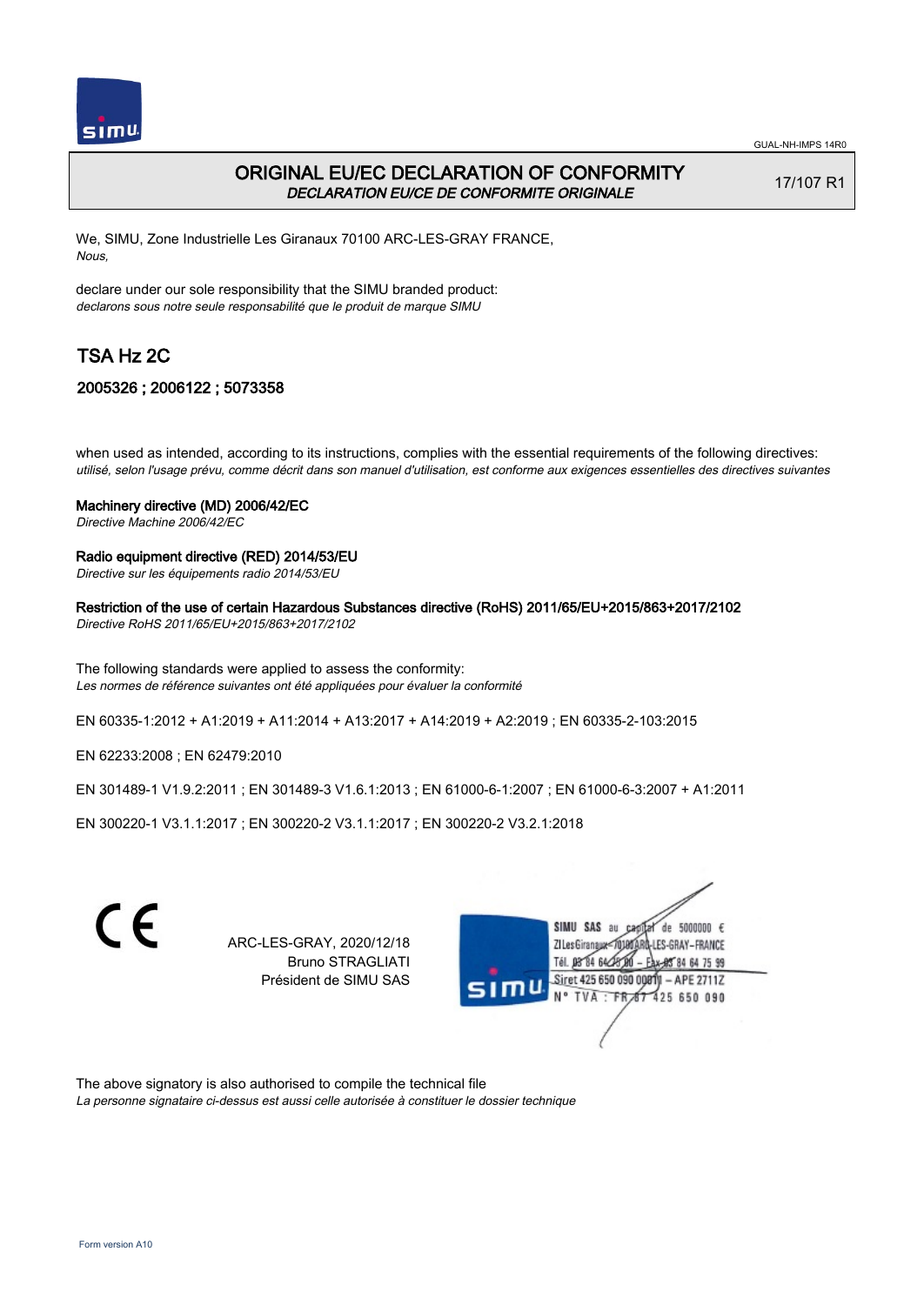# ORIGINAL EU/EC DECLARATION OF CONFORMITY

*DECLARATION EU/CE DE CONFORMITE ORIGINALE*

17/107 R1

We, SIMU, Zone Industrielle Les Giranaux 70100 ARC-LES-GRAY FRANCE,
*Nous,*

declare under our sole responsibility that the SIMU branded product:
*declarons sous notre seule responsabilité que le produit de marque SIMU*

## TSA Hz 2C

### 2005326 ; 2006122 ; 5073358

when used as intended, according to its instructions, complies with the essential requirements of the following directives:
*utilisé, selon l'usage prévu, comme décrit dans son manuel d'utilisation, est conforme aux exigences essentielles des directives suivantes*

**Machinery directive (MD) 2006/42/EC**
*Directive Machine 2006/42/EC*

**Radio equipment directive (RED) 2014/53/EU**
*Directive sur les équipements radio 2014/53/EU*

**Restriction of the use of certain Hazardous Substances directive (RoHS) 2011/65/EU+2015/863+2017/2102**
*Directive RoHS 2011/65/EU+2015/863+2017/2102*

The following standards were applied to assess the conformity:
*Les normes de référence suivantes ont été appliquées pour évaluer la conformité*

EN 60335-1:2012 + A1:2019 + A11:2014 + A13:2017 + A14:2019 + A2:2019 ; EN 60335-2-103:2015

EN 62233:2008 ; EN 62479:2010

EN 301489-1 V1.9.2:2011 ; EN 301489-3 V1.6.1:2013 ; EN 61000-6-1:2007 ; EN 61000-6-3:2007 + A1:2011

EN 300220-1 V3.1.1:2017 ; EN 300220-2 V3.1.1:2017 ; EN 300220-2 V3.2.1:2018

CE

ARC-LES-GRAY, 2020/12/18
Bruno STRAGLIATI
Président de SIMU SAS

SIMU SAS au capital de 5000000 €
ZI Les Giranaux 70100 ARC-LES-GRAY-FRANCE
Tél. 03 84 64 75 00 – Fax 03 84 64 75 99
Siret 425 650 090 00011 – APE 2711Z
N° TVA : FR 87 425 650 090

The above signatory is also authorised to compile the technical file
*La personne signataire ci-dessus est aussi celle autorisée à constituer le dossier technique*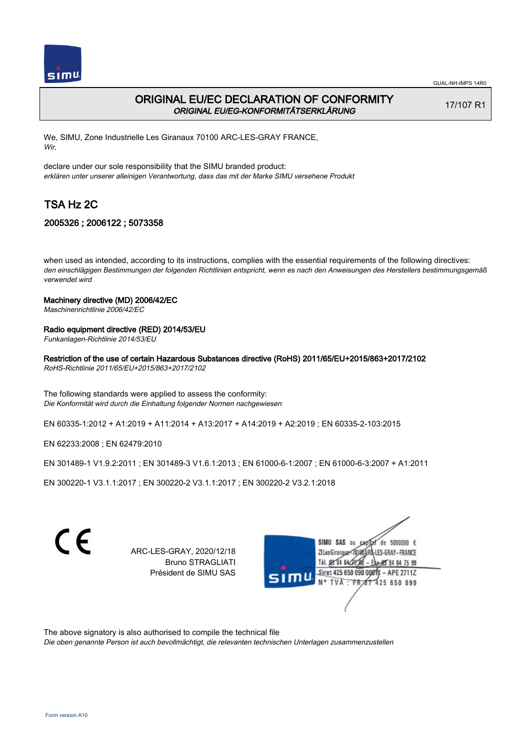GUAL-NH-IMPS 14R0

# ORIGINAL EU/EC DECLARATION OF CONFORMITY
*ORIGINAL EU/EG-KONFORMITÄTSERKLÄRUNG*

17/107 R1

We, SIMU, Zone Industrielle Les Giranaux 70100 ARC-LES-GRAY FRANCE,
*Wir,*

declare under our sole responsibility that the SIMU branded product:
*erklären unter unserer alleinigen Verantwortung, dass das mit der Marke SIMU versehene Produkt*

## TSA Hz 2C

### 2005326 ; 2006122 ; 5073358

when used as intended, according to its instructions, complies with the essential requirements of the following directives:
*den einschlägigen Bestimmungen der folgenden Richtlinien entspricht, wenn es nach den Anweisungen des Herstellers bestimmungsgemäß verwendet wird*

**Machinery directive (MD) 2006/42/EC**
*Maschinenrichtlinie 2006/42/EC*

**Radio equipment directive (RED) 2014/53/EU**
*Funkanlagen-Richtlinie 2014/53/EU*

**Restriction of the use of certain Hazardous Substances directive (RoHS) 2011/65/EU+2015/863+2017/2102**
*RoHS-Richtlinie 2011/65/EU+2015/863+2017/2102*

The following standards were applied to assess the conformity:
*Die Konformität wird durch die Einhaltung folgender Normen nachgewiesen*

EN 60335-1:2012 + A1:2019 + A11:2014 + A13:2017 + A14:2019 + A2:2019 ; EN 60335-2-103:2015

EN 62233:2008 ; EN 62479:2010

EN 301489-1 V1.9.2:2011 ; EN 301489-3 V1.6.1:2013 ; EN 61000-6-1:2007 ; EN 61000-6-3:2007 + A1:2011

EN 300220-1 V3.1.1:2017 ; EN 300220-2 V3.1.1:2017 ; EN 300220-2 V3.2.1:2018

CE

ARC-LES-GRAY, 2020/12/18
Bruno STRAGLIATI
Président de SIMU SAS

SIMU SAS au capital de 5000000 €
ZI Les Giranaux 70100 ARC-LES-GRAY-FRANCE
Tél. 03 84 64 75 00 – Fax 03 84 64 75 99
Siret 425 650 090 00011 – APE 2711Z
N° TVA : FR 67 425 650 090

The above signatory is also authorised to compile the technical file
*Die oben genannte Person ist auch bevollmächtigt, die relevanten technischen Unterlagen zusammenzustellen*

Form version A10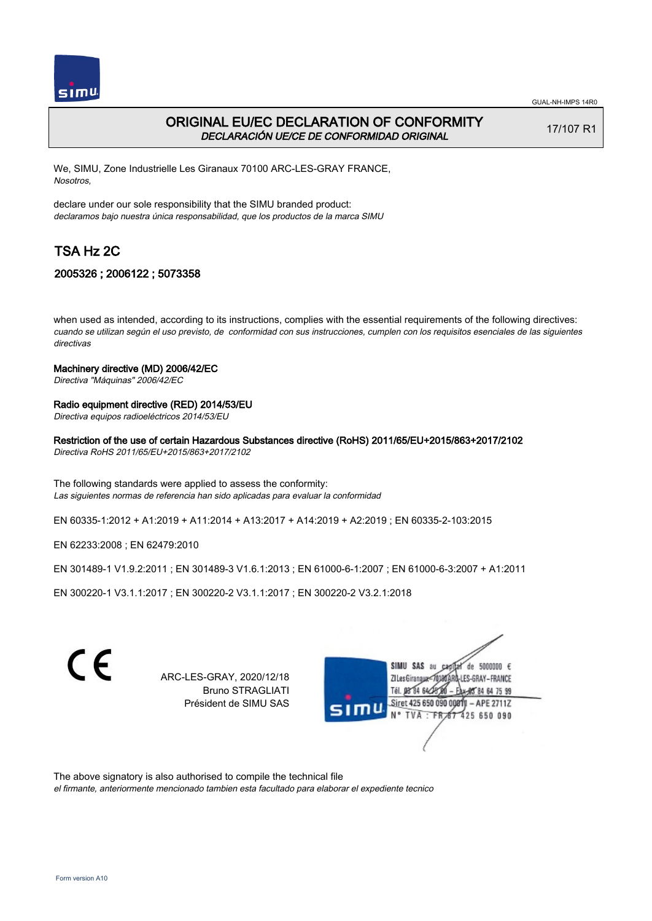# ORIGINAL EU/EC DECLARATION OF CONFORMITY

*DECLARACIÓN UE/CE DE CONFORMIDAD ORIGINAL*

17/107 R1

We, SIMU, Zone Industrielle Les Giranaux 70100 ARC-LES-GRAY FRANCE,
*Nosotros,*

declare under our sole responsibility that the SIMU branded product:
*declaramos bajo nuestra única responsabilidad, que los productos de la marca SIMU*

## TSA Hz 2C

### 2005326 ; 2006122 ; 5073358

when used as intended, according to its instructions, complies with the essential requirements of the following directives:
*cuando se utilizan según el uso previsto, de conformidad con sus instrucciones, cumplen con los requisitos esenciales de las siguientes directivas*

**Machinery directive (MD) 2006/42/EC**
*Directiva "Máquinas" 2006/42/EC*

**Radio equipment directive (RED) 2014/53/EU**
*Directiva equipos radioeléctricos 2014/53/EU*

**Restriction of the use of certain Hazardous Substances directive (RoHS) 2011/65/EU+2015/863+2017/2102**
*Directiva RoHS 2011/65/EU+2015/863+2017/2102*

The following standards were applied to assess the conformity:
*Las siguientes normas de referencia han sido aplicadas para evaluar la conformidad*

EN 60335-1:2012 + A1:2019 + A11:2014 + A13:2017 + A14:2019 + A2:2019 ; EN 60335-2-103:2015

EN 62233:2008 ; EN 62479:2010

EN 301489-1 V1.9.2:2011 ; EN 301489-3 V1.6.1:2013 ; EN 61000-6-1:2007 ; EN 61000-6-3:2007 + A1:2011

EN 300220-1 V3.1.1:2017 ; EN 300220-2 V3.1.1:2017 ; EN 300220-2 V3.2.1:2018

CE

ARC-LES-GRAY, 2020/12/18
Bruno STRAGLIATI
Président de SIMU SAS

SIMU SAS au capital de 5000000 €
ZI Les Giranaux 70100 ARC-LES-GRAY-FRANCE
Tél. 03 84 64 75 00 – Fax 03 84 64 75 99
Siret 425 650 090 00011 – APE 2711Z
N° TVA : FR 87 425 650 090

The above signatory is also authorised to compile the technical file
*el firmante, anteriormente mencionado tambien esta facultado para elaborar el expediente tecnico*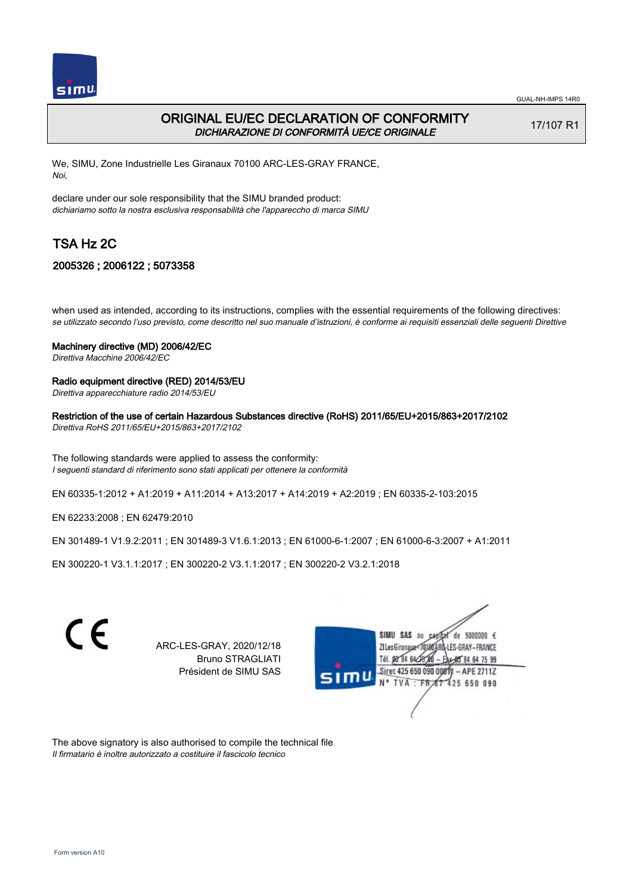GUAL-NH-IMPS 14R0

# ORIGINAL EU/EC DECLARATION OF CONFORMITY
*DICHIARAZIONE DI CONFORMITÀ UE/CE ORIGINALE*

17/107 R1

We, SIMU, Zone Industrielle Les Giranaux 70100 ARC-LES-GRAY FRANCE,
*Noi,*

declare under our sole responsibility that the SIMU branded product:
*dichiariamo sotto la nostra esclusiva responsabilità che l'apparecchio di marca SIMU*

## TSA Hz 2C

### 2005326 ; 2006122 ; 5073358

when used as intended, according to its instructions, complies with the essential requirements of the following directives:
*se utilizzato secondo l'uso previsto, come descritto nel suo manuale d'istruzioni, è conforme ai requisiti essenziali delle seguenti Direttive*

**Machinery directive (MD) 2006/42/EC**
*Direttiva Macchine 2006/42/EC*

**Radio equipment directive (RED) 2014/53/EU**
*Direttiva apparecchiature radio 2014/53/EU*

**Restriction of the use of certain Hazardous Substances directive (RoHS) 2011/65/EU+2015/863+2017/2102**
*Direttiva RoHS 2011/65/EU+2015/863+2017/2102*

The following standards were applied to assess the conformity:
*I seguenti standard di riferimento sono stati applicati per ottenere la conformità*

EN 60335-1:2012 + A1:2019 + A11:2014 + A13:2017 + A14:2019 + A2:2019 ; EN 60335-2-103:2015

EN 62233:2008 ; EN 62479:2010

EN 301489-1 V1.9.2:2011 ; EN 301489-3 V1.6.1:2013 ; EN 61000-6-1:2007 ; EN 61000-6-3:2007 + A1:2011

EN 300220-1 V3.1.1:2017 ; EN 300220-2 V3.1.1:2017 ; EN 300220-2 V3.2.1:2018

CE

ARC-LES-GRAY, 2020/12/18
Bruno STRAGLIATI
Président de SIMU SAS

SIMU SAS au capital de 5000000 €
ZI Les Giranaux 70100 ARC-LES-GRAY-FRANCE
Tél. 03 84 64 75 00 – Fax 03 84 64 75 99
Siret 425 650 090 00011 – APE 2711Z
N° TVA : FR 87 425 650 090

The above signatory is also authorised to compile the technical file
*Il firmatario è inoltre autorizzato a costituire il fascicolo tecnico*

Form version A10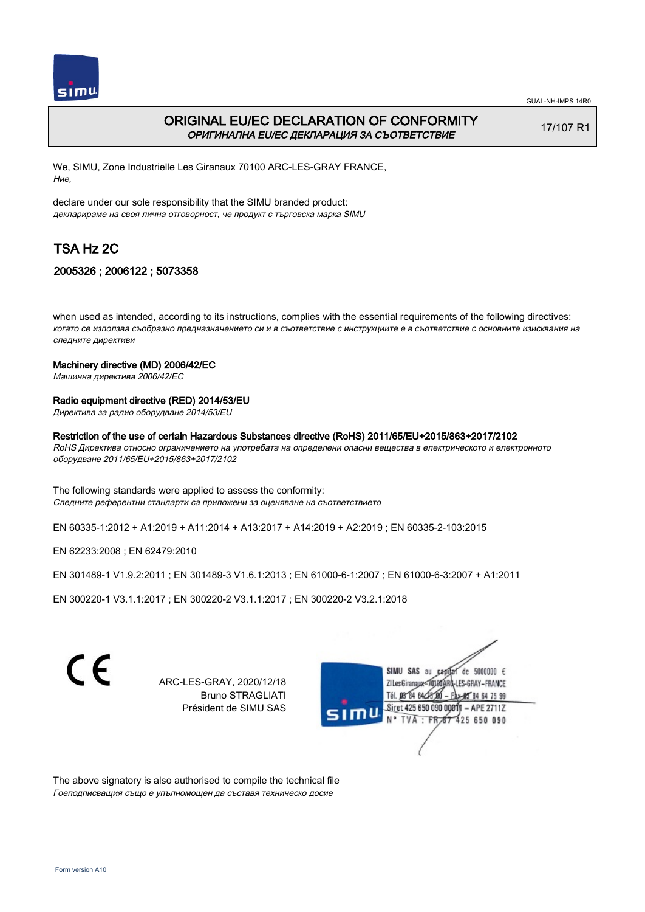# ORIGINAL EU/EC DECLARATION OF CONFORMITY

*ОРИГИНАЛНА EU/EC ДЕКЛАРАЦИЯ ЗА СЪОТВЕТСТВИЕ*

17/107 R1

We, SIMU, Zone Industrielle Les Giranaux 70100 ARC-LES-GRAY FRANCE,
*Ние,*

declare under our sole responsibility that the SIMU branded product:
*декларираме на своя лична отговорност, че продукт с търговска марка SIMU*

## TSA Hz 2C

### 2005326 ; 2006122 ; 5073358

when used as intended, according to its instructions, complies with the essential requirements of the following directives:
*когато се използва съобразно предназначението си и в съответствие с инструкциите е в съответствие с основните изисквания на следните директиви*

**Machinery directive (MD) 2006/42/EC**
*Машинна директива 2006/42/EC*

**Radio equipment directive (RED) 2014/53/EU**
*Директива за радио оборудване 2014/53/EU*

**Restriction of the use of certain Hazardous Substances directive (RoHS) 2011/65/EU+2015/863+2017/2102**
*RoHS Директива относно ограничението на употребата на определени опасни вещества в електрическото и електронното оборудване 2011/65/EU+2015/863+2017/2102*

The following standards were applied to assess the conformity:
*Следните референтни стандарти са приложени за оценяване на съответствието*

EN 60335-1:2012 + A1:2019 + A11:2014 + A13:2017 + A14:2019 + A2:2019 ; EN 60335-2-103:2015

EN 62233:2008 ; EN 62479:2010

EN 301489-1 V1.9.2:2011 ; EN 301489-3 V1.6.1:2013 ; EN 61000-6-1:2007 ; EN 61000-6-3:2007 + A1:2011

EN 300220-1 V3.1.1:2017 ; EN 300220-2 V3.1.1:2017 ; EN 300220-2 V3.2.1:2018

CE

ARC-LES-GRAY, 2020/12/18
Bruno STRAGLIATI
Président de SIMU SAS

SIMU SAS au capital de 5000000 €
ZI Les Giranaux 70100 ARC-LES-GRAY-FRANCE
Tél. 03 84 64 78 00 – Fax 03 84 64 75 99
Siret 425 650 090 00011 – APE 2711Z
N° TVA : FR 87 425 650 090

The above signatory is also authorised to compile the technical file
*Гоеподписващия също е упълномощен да съставя техническо досие*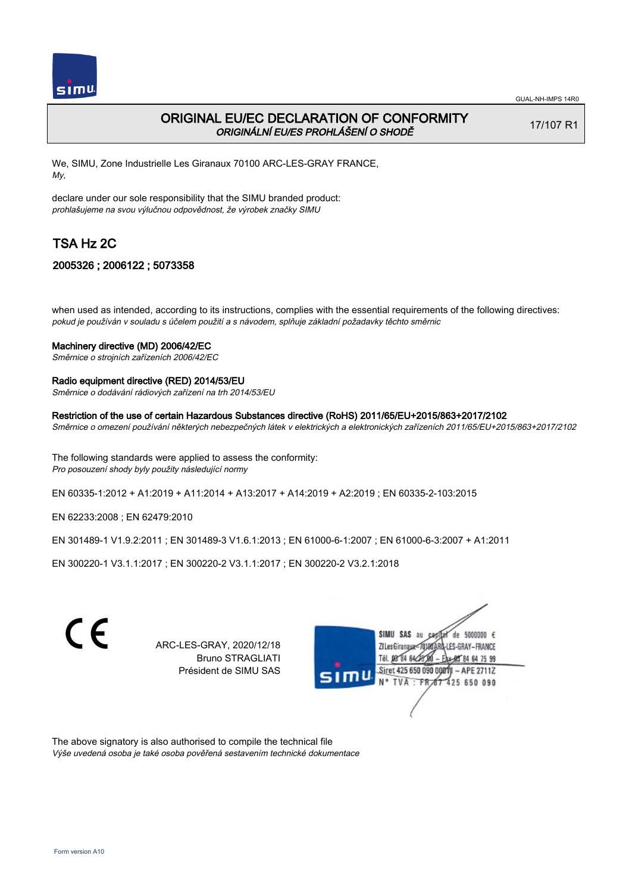# ORIGINAL EU/EC DECLARATION OF CONFORMITY
*ORIGINÁLNÍ EU/ES PROHLÁŠENÍ O SHODĚ*

17/107 R1

We, SIMU, Zone Industrielle Les Giranaux 70100 ARC-LES-GRAY FRANCE,
*My,*

declare under our sole responsibility that the SIMU branded product:
*prohlašujeme na svou výlučnou odpovědnost, že výrobek značky SIMU*

## TSA Hz 2C

### 2005326 ; 2006122 ; 5073358

when used as intended, according to its instructions, complies with the essential requirements of the following directives:
*pokud je používán v souladu s účelem použití a s návodem, splňuje základní požadavky těchto směrnic*

Machinery directive (MD) 2006/42/EC
*Směrnice o strojních zařízeních 2006/42/EC*

Radio equipment directive (RED) 2014/53/EU
*Směrnice o dodávání rádiových zařízení na trh 2014/53/EU*

Restriction of the use of certain Hazardous Substances directive (RoHS) 2011/65/EU+2015/863+2017/2102
*Směrnice o omezení používání některých nebezpečných látek v elektrických a elektronických zařízeních 2011/65/EU+2015/863+2017/2102*

The following standards were applied to assess the conformity:
*Pro posouzení shody byly použity následující normy*

EN 60335-1:2012 + A1:2019 + A11:2014 + A13:2017 + A14:2019 + A2:2019 ; EN 60335-2-103:2015

EN 62233:2008 ; EN 62479:2010

EN 301489-1 V1.9.2:2011 ; EN 301489-3 V1.6.1:2013 ; EN 61000-6-1:2007 ; EN 61000-6-3:2007 + A1:2011

EN 300220-1 V3.1.1:2017 ; EN 300220-2 V3.1.1:2017 ; EN 300220-2 V3.2.1:2018

CE

ARC-LES-GRAY, 2020/12/18
Bruno STRAGLIATI
Président de SIMU SAS

SIMU SAS au capital de 5000000 €
ZI Les Giranaux 70100 ARC-LES-GRAY-FRANCE
Tél. 03 84 64 75 00 – Fax 03 84 64 75 99
Siret 425 650 090 00011 – APE 2711Z
N° TVA : FR 87 425 650 090

The above signatory is also authorised to compile the technical file
*Výše uvedená osoba je také osoba pověřená sestavením technické dokumentace*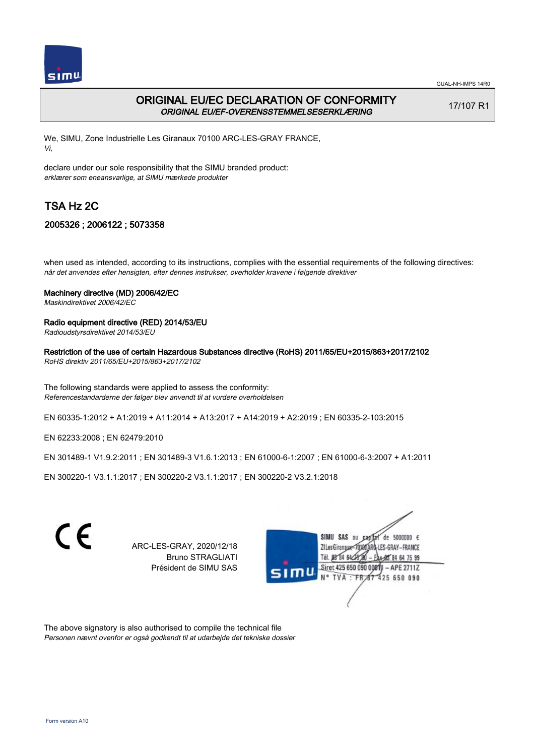GUAL-NH-IMPS 14R0

# ORIGINAL EU/EC DECLARATION OF CONFORMITY
*ORIGINAL EU/EF-OVERENSSTEMMELSESERKLÆRING*

17/107 R1

We, SIMU, Zone Industrielle Les Giranaux 70100 ARC-LES-GRAY FRANCE,
*Vi,*

declare under our sole responsibility that the SIMU branded product:
*erklærer som eneansvarlige, at SIMU mærkede produkter*

## TSA Hz 2C

### 2005326 ; 2006122 ; 5073358

when used as intended, according to its instructions, complies with the essential requirements of the following directives:
*når det anvendes efter hensigten, efter dennes instrukser, overholder kravene i følgende direktiver*

**Machinery directive (MD) 2006/42/EC**
*Maskindirektivet 2006/42/EC*

**Radio equipment directive (RED) 2014/53/EU**
*Radioudstyrsdirektivet 2014/53/EU*

**Restriction of the use of certain Hazardous Substances directive (RoHS) 2011/65/EU+2015/863+2017/2102**
*RoHS direktiv 2011/65/EU+2015/863+2017/2102*

The following standards were applied to assess the conformity:
*Referencestandarderne der følger blev anvendt til at vurdere overholdelsen*

EN 60335-1:2012 + A1:2019 + A11:2014 + A13:2017 + A14:2019 + A2:2019 ; EN 60335-2-103:2015

EN 62233:2008 ; EN 62479:2010

EN 301489-1 V1.9.2:2011 ; EN 301489-3 V1.6.1:2013 ; EN 61000-6-1:2007 ; EN 61000-6-3:2007 + A1:2011

EN 300220-1 V3.1.1:2017 ; EN 300220-2 V3.1.1:2017 ; EN 300220-2 V3.2.1:2018

CE

ARC-LES-GRAY, 2020/12/18
Bruno STRAGLIATI
Président de SIMU SAS

SIMU SAS au capital de 5000000 €
ZI Les Giranaux 70100 ARC-LES-GRAY-FRANCE
Tél. 03 84 64 75 00 – Fax 03 84 64 75 99
Siret 425 650 090 00011 – APE 2711Z
N° TVA : FR 87 425 650 090

The above signatory is also authorised to compile the technical file
*Personen nævnt ovenfor er også godkendt til at udarbejde det tekniske dossier*

Form version A10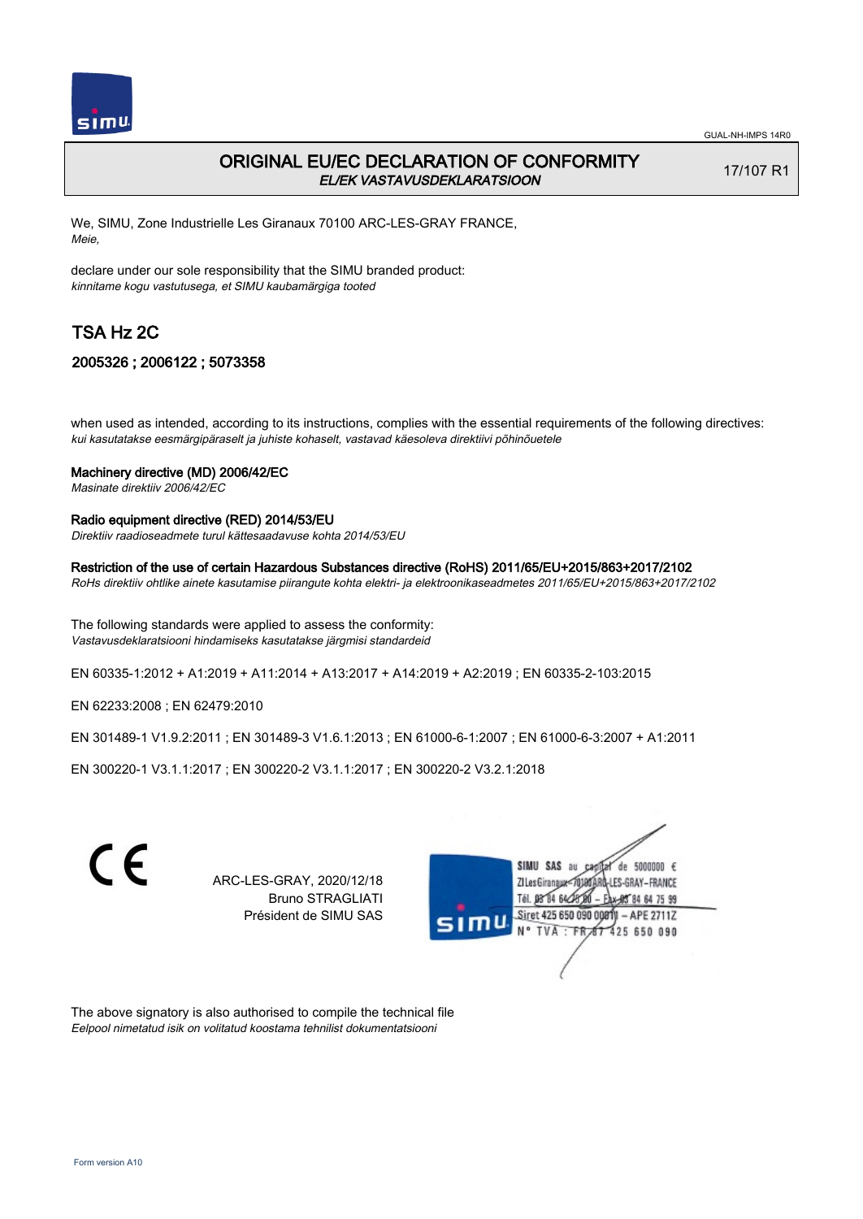GUAL-NH-IMPS 14R0

# ORIGINAL EU/EC DECLARATION OF CONFORMITY

*EL/EK VASTAVUSDEKLARATSIOON*

17/107 R1

We, SIMU, Zone Industrielle Les Giranaux 70100 ARC-LES-GRAY FRANCE,
*Meie,*

declare under our sole responsibility that the SIMU branded product:
*kinnitame kogu vastutusega, et SIMU kaubamärgiga tooted*

## TSA Hz 2C

### 2005326 ; 2006122 ; 5073358

when used as intended, according to its instructions, complies with the essential requirements of the following directives:
*kui kasutatakse eesmärgipäraselt ja juhiste kohaselt, vastavad käesoleva direktiivi põhinõuetele*

**Machinery directive (MD) 2006/42/EC**
*Masinate direktiiv 2006/42/EC*

**Radio equipment directive (RED) 2014/53/EU**
*Direktiiv raadioseadmete turul kättesaadavuse kohta 2014/53/EU*

**Restriction of the use of certain Hazardous Substances directive (RoHS) 2011/65/EU+2015/863+2017/2102**
*RoHs direktiiv ohtlike ainete kasutamise piirangute kohta elektri- ja elektroonikaseadmetes 2011/65/EU+2015/863+2017/2102*

The following standards were applied to assess the conformity:
*Vastavusdeklaratsiooni hindamiseks kasutatakse järgmisi standardeid*

EN 60335-1:2012 + A1:2019 + A11:2014 + A13:2017 + A14:2019 + A2:2019 ; EN 60335-2-103:2015

EN 62233:2008 ; EN 62479:2010

EN 301489-1 V1.9.2:2011 ; EN 301489-3 V1.6.1:2013 ; EN 61000-6-1:2007 ; EN 61000-6-3:2007 + A1:2011

EN 300220-1 V3.1.1:2017 ; EN 300220-2 V3.1.1:2017 ; EN 300220-2 V3.2.1:2018

CE

ARC-LES-GRAY, 2020/12/18
Bruno STRAGLIATI
Président de SIMU SAS

SIMU SAS au capital de 5000000 €
ZI Les Giranaux 70100 ARC-LES-GRAY-FRANCE
Tél. 03 84 64 75 00 – Fax 03 84 64 75 99
Siret 425 650 090 00011 – APE 2711Z
N° TVA : FR 87 425 650 090

The above signatory is also authorised to compile the technical file
*Eelpool nimetatud isik on volitatud koostama tehnilist dokumentatsiooni*

Form version A10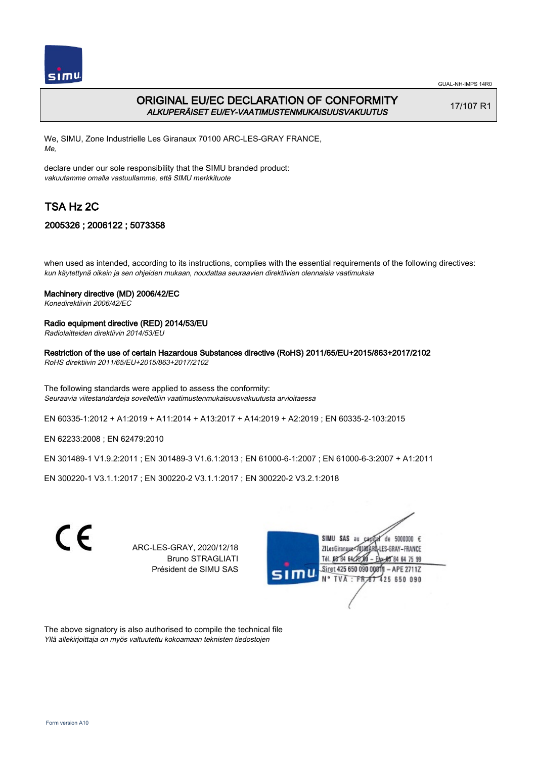GUAL-NH-IMPS 14R0

# ORIGINAL EU/EC DECLARATION OF CONFORMITY
*ALKUPERÄISET EU/EY-VAATIMUSTENMUKAISUUSVAKUUTUS*

17/107 R1

We, SIMU, Zone Industrielle Les Giranaux 70100 ARC-LES-GRAY FRANCE,
*Me,*

declare under our sole responsibility that the SIMU branded product:
*vakuutamme omalla vastuullamme, että SIMU merkkituote*

## TSA Hz 2C

### 2005326 ; 2006122 ; 5073358

when used as intended, according to its instructions, complies with the essential requirements of the following directives:
*kun käytettynä oikein ja sen ohjeiden mukaan, noudattaa seuraavien direktiivien olennaisia vaatimuksia*

**Machinery directive (MD) 2006/42/EC**
*Konedirektiivin 2006/42/EC*

**Radio equipment directive (RED) 2014/53/EU**
*Radiolaitteiden direktiivin 2014/53/EU*

**Restriction of the use of certain Hazardous Substances directive (RoHS) 2011/65/EU+2015/863+2017/2102**
*RoHS direktiivin 2011/65/EU+2015/863+2017/2102*

The following standards were applied to assess the conformity:
*Seuraavia viitestandardeja sovellettiin vaatimustenmukaisuusvakuutusta arvioitaessa*

EN 60335-1:2012 + A1:2019 + A11:2014 + A13:2017 + A14:2019 + A2:2019 ; EN 60335-2-103:2015

EN 62233:2008 ; EN 62479:2010

EN 301489-1 V1.9.2:2011 ; EN 301489-3 V1.6.1:2013 ; EN 61000-6-1:2007 ; EN 61000-6-3:2007 + A1:2011

EN 300220-1 V3.1.1:2017 ; EN 300220-2 V3.1.1:2017 ; EN 300220-2 V3.2.1:2018

CE

ARC-LES-GRAY, 2020/12/18
Bruno STRAGLIATI
Président de SIMU SAS

SIMU SAS au capital de 5000000 €
ZI Les Giranaux 70100 ARC-LES-GRAY-FRANCE
Tél. 03 84 64 75 00 – Fax 03 84 64 75 99
Siret 425 650 090 00011 – APE 2711Z
N° TVA : FR 87 425 650 090

The above signatory is also authorised to compile the technical file
*Yllä allekirjoittaja on myös valtuutettu kokoamaan teknisten tiedostojen*

Form version A10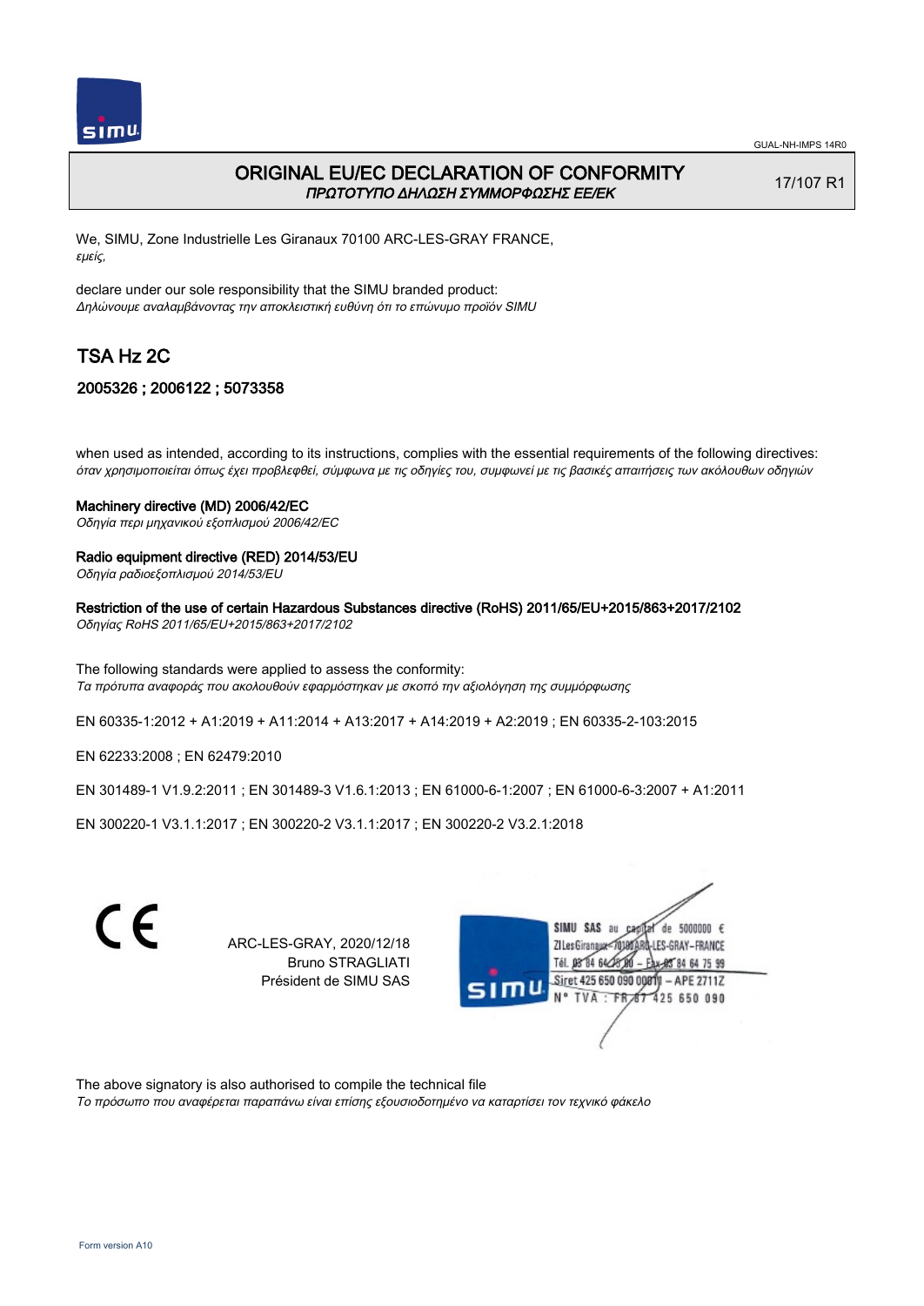# ORIGINAL EU/EC DECLARATION OF CONFORMITY
*ΠΡΩΤΟΤΥΠΟ ΔΗΛΩΣΗ ΣΥΜΜΟΡΦΩΣΗΣ ΕΕ/ΕΚ*

17/107 R1

We, SIMU, Zone Industrielle Les Giranaux 70100 ARC-LES-GRAY FRANCE,
*εμείς,*

declare under our sole responsibility that the SIMU branded product:
*Δηλώνουμε αναλαμβάνοντας την αποκλειστική ευθύνη ότι το επώνυμο προϊόν SIMU*

## TSA Hz 2C

### 2005326 ; 2006122 ; 5073358

when used as intended, according to its instructions, complies with the essential requirements of the following directives:
*όταν χρησιμοποιείται όπως έχει προβλεφθεί, σύμφωνα με τις οδηγίες του, συμφωνεί με τις βασικές απαιτήσεις των ακόλουθων οδηγιών*

**Machinery directive (MD) 2006/42/EC**
*Οδηγία περι μηχανικού εξοπλισμού 2006/42/EC*

**Radio equipment directive (RED) 2014/53/EU**
*Οδηγία ραδιοεξοπλισμού 2014/53/EU*

**Restriction of the use of certain Hazardous Substances directive (RoHS) 2011/65/EU+2015/863+2017/2102**
*Οδηγίας RoHS 2011/65/EU+2015/863+2017/2102*

The following standards were applied to assess the conformity:
*Τα πρότυπα αναφοράς που ακολουθούν εφαρμόστηκαν με σκοπό την αξιολόγηση της συμμόρφωσης*

EN 60335-1:2012 + A1:2019 + A11:2014 + A13:2017 + A14:2019 + A2:2019 ; EN 60335-2-103:2015

EN 62233:2008 ; EN 62479:2010

EN 301489-1 V1.9.2:2011 ; EN 301489-3 V1.6.1:2013 ; EN 61000-6-1:2007 ; EN 61000-6-3:2007 + A1:2011

EN 300220-1 V3.1.1:2017 ; EN 300220-2 V3.1.1:2017 ; EN 300220-2 V3.2.1:2018

CE

ARC-LES-GRAY, 2020/12/18
Bruno STRAGLIATI
Président de SIMU SAS

SIMU SAS au capital de 5000000 €
ZI Les Giranaux 70100 ARC-LES-GRAY-FRANCE
Tél. 03 84 64 75 00 – Fax 03 84 64 75 99
Siret 425 650 090 00011 – APE 2711Z
N° TVA : FR 87 425 650 090

The above signatory is also authorised to compile the technical file
*Το πρόσωπο που αναφέρεται παραπάνω είναι επίσης εξουσιοδοτημένο να καταρτίσει τον τεχνικό φάκελο*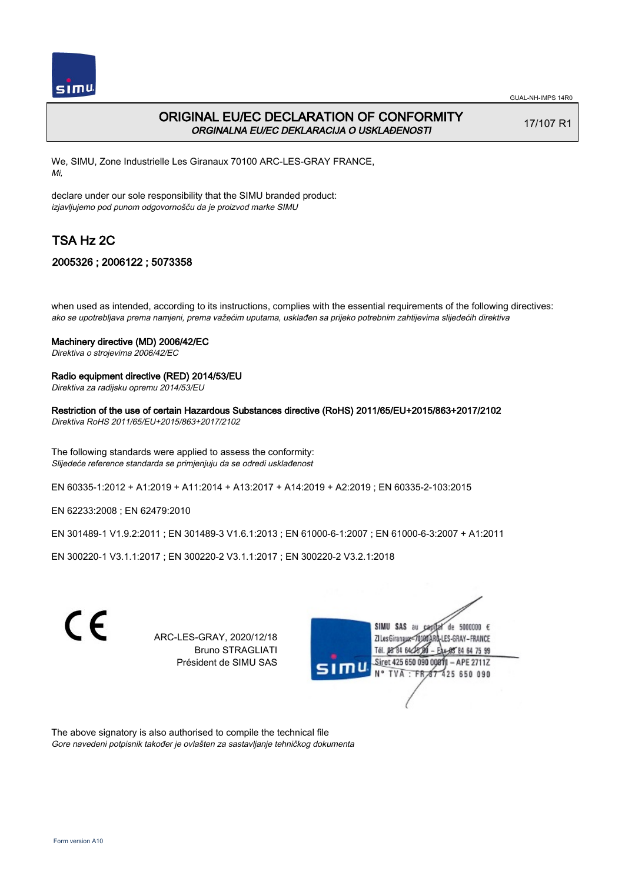GUAL-NH-IMPS 14R0

# ORIGINAL EU/EC DECLARATION OF CONFORMITY
*ORGINALNA EU/EC DEKLARACIJA O USKLAĐENOSTI*

17/107 R1

We, SIMU, Zone Industrielle Les Giranaux 70100 ARC-LES-GRAY FRANCE,
*Mi,*

declare under our sole responsibility that the SIMU branded product:
*izjavljujemo pod punom odgovornošču da je proizvod marke SIMU*

## TSA Hz 2C

### 2005326 ; 2006122 ; 5073358

when used as intended, according to its instructions, complies with the essential requirements of the following directives:
*ako se upotrebljava prema namjeni, prema važećim uputama, usklađen sa prijeko potrebnim zahtijevima slijedećih direktiva*

**Machinery directive (MD) 2006/42/EC**
*Direktiva o strojevima 2006/42/EC*

**Radio equipment directive (RED) 2014/53/EU**
*Direktiva za radijsku opremu 2014/53/EU*

**Restriction of the use of certain Hazardous Substances directive (RoHS) 2011/65/EU+2015/863+2017/2102**
*Direktiva RoHS 2011/65/EU+2015/863+2017/2102*

The following standards were applied to assess the conformity:
*Slijedeće reference standarda se primjenjuju da se odredi usklađenost*

EN 60335-1:2012 + A1:2019 + A11:2014 + A13:2017 + A14:2019 + A2:2019 ; EN 60335-2-103:2015

EN 62233:2008 ; EN 62479:2010

EN 301489-1 V1.9.2:2011 ; EN 301489-3 V1.6.1:2013 ; EN 61000-6-1:2007 ; EN 61000-6-3:2007 + A1:2011

EN 300220-1 V3.1.1:2017 ; EN 300220-2 V3.1.1:2017 ; EN 300220-2 V3.2.1:2018

CE

ARC-LES-GRAY, 2020/12/18
Bruno STRAGLIATI
Président de SIMU SAS

SIMU SAS au capital de 5000000 €
ZI Les Giranaux 70100 ARC-LES-GRAY-FRANCE
Tél. 03 84 64 75 00 – Fax 03 84 64 75 99
Siret 425 650 090 00011 – APE 2711Z
N° TVA : FR 87 425 650 090

The above signatory is also authorised to compile the technical file
*Gore navedeni potpisnik također je ovlašten za sastavljanje tehničkog dokumenta*

Form version A10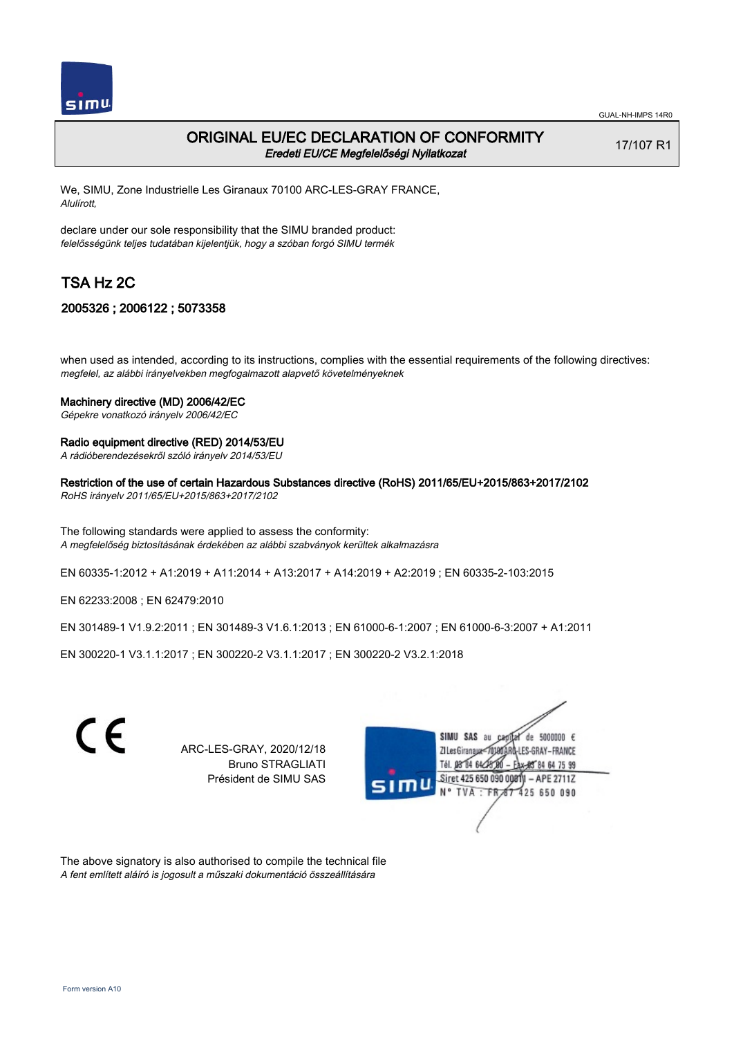GUAL-NH-IMPS 14R0

# ORIGINAL EU/EC DECLARATION OF CONFORMITY
*Eredeti EU/CE Megfelelőségi Nyilatkozat*

17/107 R1

We, SIMU, Zone Industrielle Les Giranaux 70100 ARC-LES-GRAY FRANCE,
*Alulírott,*

declare under our sole responsibility that the SIMU branded product:
*felelősségünk teljes tudatában kijelentjük, hogy a szóban forgó SIMU termék*

## TSA Hz 2C

### 2005326 ; 2006122 ; 5073358

when used as intended, according to its instructions, complies with the essential requirements of the following directives:
*megfelel, az alábbi irányelvekben megfogalmazott alapvető követelményeknek*

**Machinery directive (MD) 2006/42/EC**
*Gépekre vonatkozó irányelv 2006/42/EC*

**Radio equipment directive (RED) 2014/53/EU**
*A rádióberendezésekről szóló irányelv 2014/53/EU*

**Restriction of the use of certain Hazardous Substances directive (RoHS) 2011/65/EU+2015/863+2017/2102**
*RoHS irányelv 2011/65/EU+2015/863+2017/2102*

The following standards were applied to assess the conformity:
*A megfelelőség biztosításának érdekében az alábbi szabványok kerültek alkalmazásra*

EN 60335-1:2012 + A1:2019 + A11:2014 + A13:2017 + A14:2019 + A2:2019 ; EN 60335-2-103:2015

EN 62233:2008 ; EN 62479:2010

EN 301489-1 V1.9.2:2011 ; EN 301489-3 V1.6.1:2013 ; EN 61000-6-1:2007 ; EN 61000-6-3:2007 + A1:2011

EN 300220-1 V3.1.1:2017 ; EN 300220-2 V3.1.1:2017 ; EN 300220-2 V3.2.1:2018

CE

ARC-LES-GRAY, 2020/12/18
Bruno STRAGLIATI
Président de SIMU SAS

SIMU SAS au capital de 5000000 €
ZI Les Giranaux 70100 ARC-LES-GRAY-FRANCE
Tél. 03 84 64 75 00 – Fax 03 84 64 75 99
Siret 425 650 090 00011 – APE 2711Z
N° TVA : FR 87 425 650 090

The above signatory is also authorised to compile the technical file
*A fent említett aláíró is jogosult a műszaki dokumentáció összeállítására*

Form version A10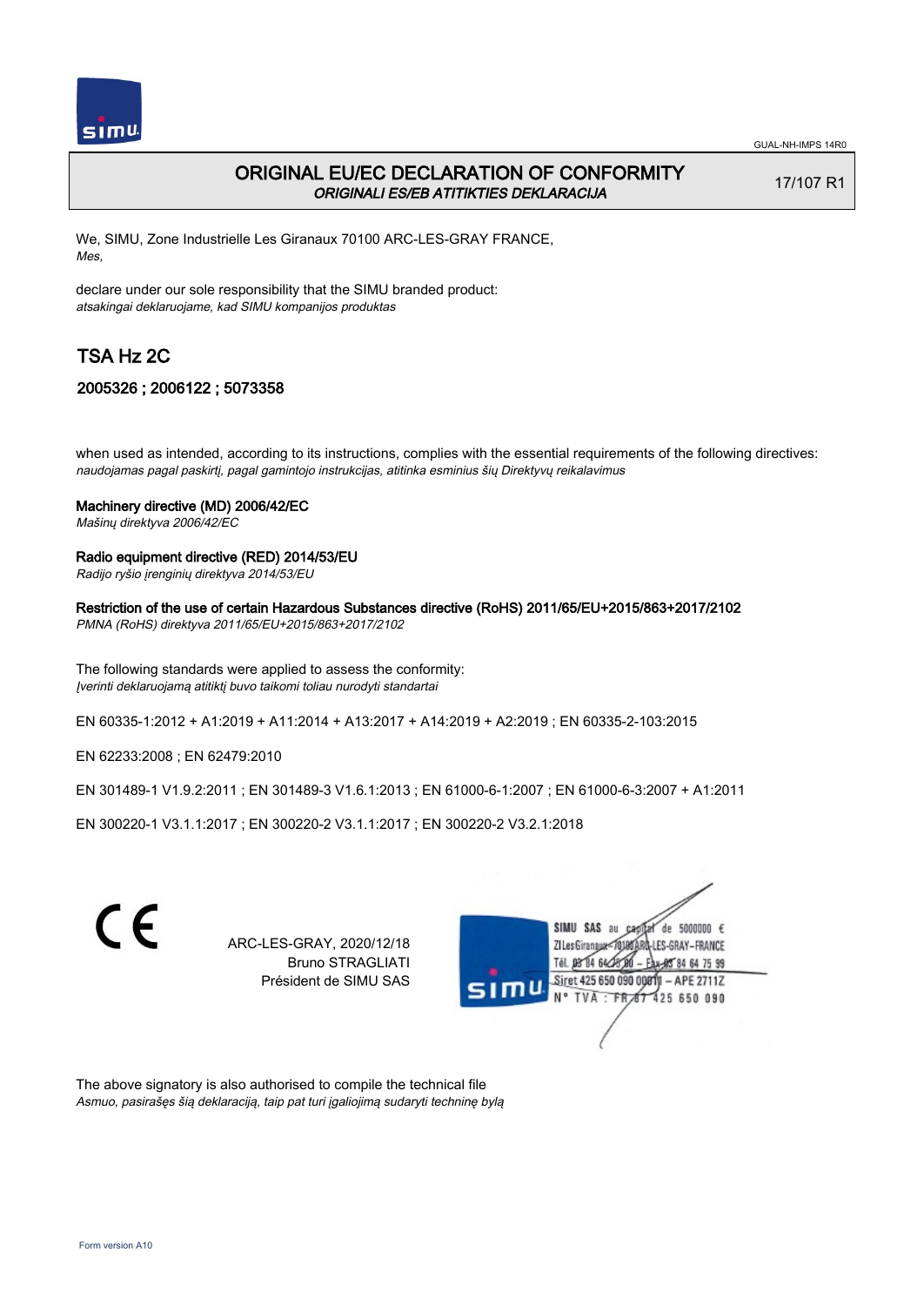# ORIGINAL EU/EC DECLARATION OF CONFORMITY
*ORIGINALI ES/EB ATITIKTIES DEKLARACIJA*

17/107 R1

We, SIMU, Zone Industrielle Les Giranaux 70100 ARC-LES-GRAY FRANCE,
*Mes,*

declare under our sole responsibility that the SIMU branded product:
*atsakingai deklaruojame, kad SIMU kompanijos produktas*

## TSA Hz 2C

### 2005326 ; 2006122 ; 5073358

when used as intended, according to its instructions, complies with the essential requirements of the following directives:
*naudojamas pagal paskirtį, pagal gamintojo instrukcijas, atitinka esminius šių Direktyvų reikalavimus*

**Machinery directive (MD) 2006/42/EC**
*Mašinų direktyva 2006/42/EC*

**Radio equipment directive (RED) 2014/53/EU**
*Radijo ryšio įrenginių direktyva 2014/53/EU*

**Restriction of the use of certain Hazardous Substances directive (RoHS) 2011/65/EU+2015/863+2017/2102**
*PMNA (RoHS) direktyva 2011/65/EU+2015/863+2017/2102*

The following standards were applied to assess the conformity:
*Įverinti deklaruojamą atitiktį buvo taikomi toliau nurodyti standartai*

EN 60335-1:2012 + A1:2019 + A11:2014 + A13:2017 + A14:2019 + A2:2019 ; EN 60335-2-103:2015

EN 62233:2008 ; EN 62479:2010

EN 301489-1 V1.9.2:2011 ; EN 301489-3 V1.6.1:2013 ; EN 61000-6-1:2007 ; EN 61000-6-3:2007 + A1:2011

EN 300220-1 V3.1.1:2017 ; EN 300220-2 V3.1.1:2017 ; EN 300220-2 V3.2.1:2018

CE

ARC-LES-GRAY, 2020/12/18
Bruno STRAGLIATI
Président de SIMU SAS

SIMU SAS au capital de 5000000 €
ZI Les Giranaux 70100 ARC-LES-GRAY-FRANCE
Tél. 03 84 64 75 00 – Fax 03 84 64 75 99
Siret 425 650 090 00011 – APE 2711Z
N° TVA : FR 87 425 650 090

The above signatory is also authorised to compile the technical file
*Asmuo, pasirašęs šią deklaraciją, taip pat turi įgaliojimą sudaryti techninę bylą*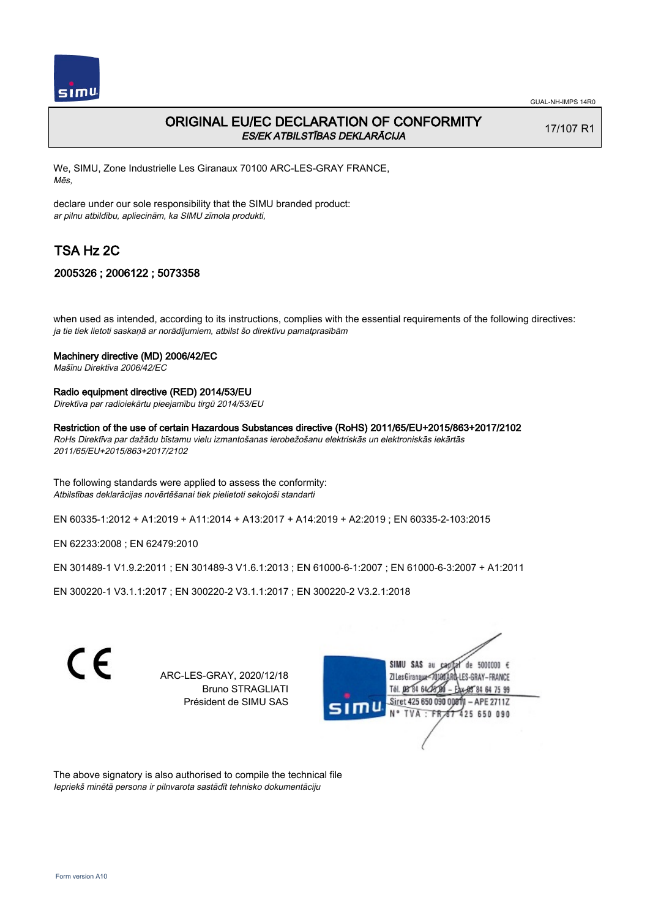GUAL-NH-IMPS 14R0

# ORIGINAL EU/EC DECLARATION OF CONFORMITY
*ES/EK ATBILSTĪBAS DEKLARĀCIJA*

17/107 R1

We, SIMU, Zone Industrielle Les Giranaux 70100 ARC-LES-GRAY FRANCE,
*Mēs,*

declare under our sole responsibility that the SIMU branded product:
*ar pilnu atbildību, apliecinām, ka SIMU zīmola produkti,*

## TSA Hz 2C

### 2005326 ; 2006122 ; 5073358

when used as intended, according to its instructions, complies with the essential requirements of the following directives:
*ja tie tiek lietoti saskaņā ar norādījumiem, atbilst šo direktīvu pamatprasībām*

**Machinery directive (MD) 2006/42/EC**
*Mašīnu Direktīva 2006/42/EC*

**Radio equipment directive (RED) 2014/53/EU**
*Direktīva par radioiekārtu pieejamību tirgū 2014/53/EU*

**Restriction of the use of certain Hazardous Substances directive (RoHS) 2011/65/EU+2015/863+2017/2102**
*RoHs Direktīva par dažādu bīstamu vielu izmantošanas ierobežošanu elektriskās un elektroniskās iekārtās 2011/65/EU+2015/863+2017/2102*

The following standards were applied to assess the conformity:
*Atbilstības deklarācijas novērtēšanai tiek pielietoti sekojoši standarti*

EN 60335-1:2012 + A1:2019 + A11:2014 + A13:2017 + A14:2019 + A2:2019 ; EN 60335-2-103:2015

EN 62233:2008 ; EN 62479:2010

EN 301489-1 V1.9.2:2011 ; EN 301489-3 V1.6.1:2013 ; EN 61000-6-1:2007 ; EN 61000-6-3:2007 + A1:2011

EN 300220-1 V3.1.1:2017 ; EN 300220-2 V3.1.1:2017 ; EN 300220-2 V3.2.1:2018

CE

ARC-LES-GRAY, 2020/12/18
Bruno STRAGLIATI
Président de SIMU SAS

SIMU SAS au capital de 5000000 €
ZI Les Giranaux 70100 ARC-LES-GRAY-FRANCE
Tél. 03 84 64 75 00 – Fax 03 84 64 75 99
Siret 425 650 090 00011 – APE 2711Z
N° TVA : FR 67 425 650 090

The above signatory is also authorised to compile the technical file
*Iepriekš minētā persona ir pilnvarota sastādīt tehnisko dokumentāciju*

Form version A10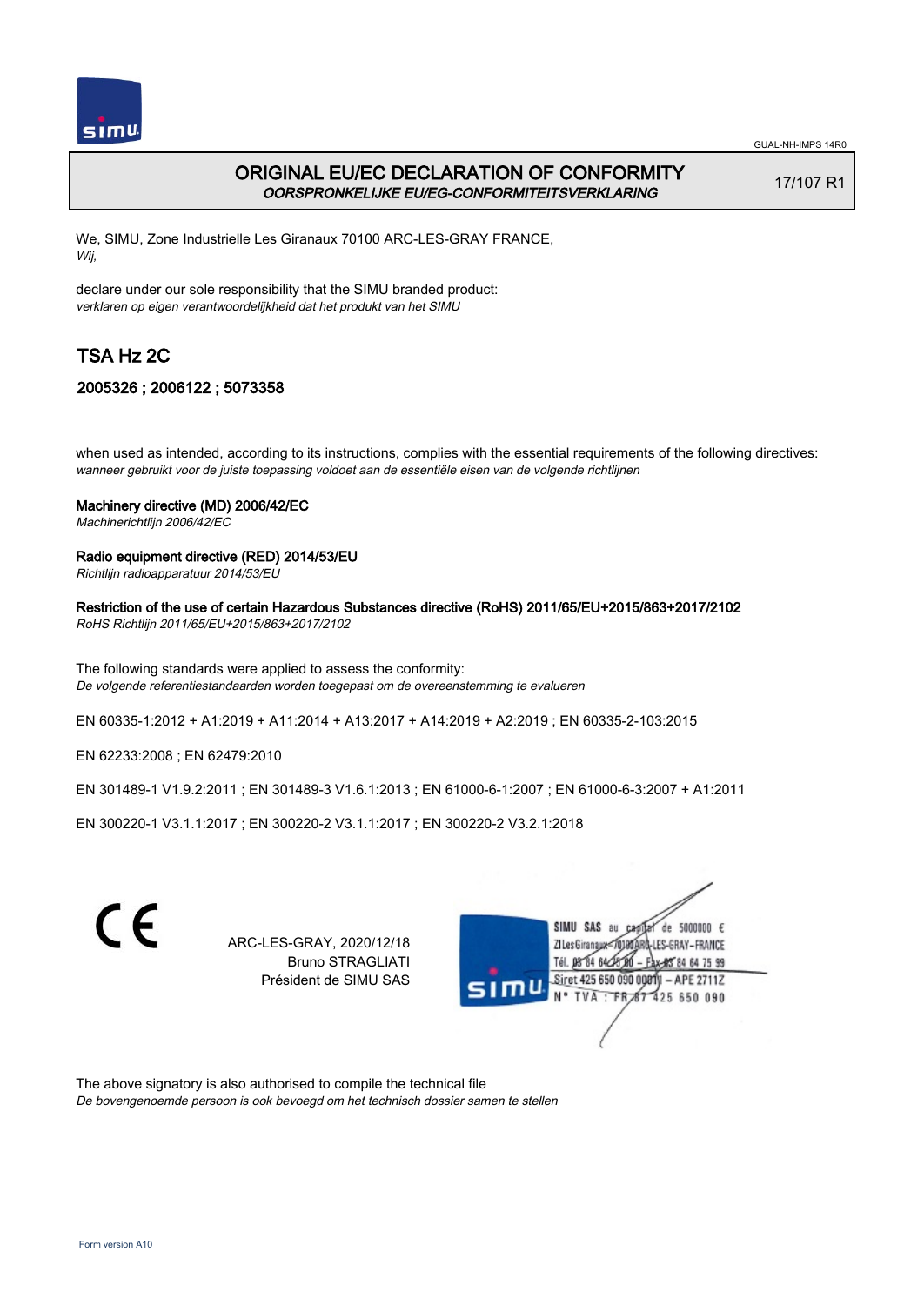GUAL-NH-IMPS 14R0

# ORIGINAL EU/EC DECLARATION OF CONFORMITY
*OORSPRONKELIJKE EU/EG-CONFORMITEITSVERKLARING*

17/107 R1

We, SIMU, Zone Industrielle Les Giranaux 70100 ARC-LES-GRAY FRANCE,
*Wij,*

declare under our sole responsibility that the SIMU branded product:
*verklaren op eigen verantwoordelijkheid dat het produkt van het SIMU*

## TSA Hz 2C

### 2005326 ; 2006122 ; 5073358

when used as intended, according to its instructions, complies with the essential requirements of the following directives:
*wanneer gebruikt voor de juiste toepassing voldoet aan de essentiële eisen van de volgende richtlijnen*

**Machinery directive (MD) 2006/42/EC**
*Machinerichtlijn 2006/42/EC*

**Radio equipment directive (RED) 2014/53/EU**
*Richtlijn radioapparatuur 2014/53/EU*

**Restriction of the use of certain Hazardous Substances directive (RoHS) 2011/65/EU+2015/863+2017/2102**
*RoHS Richtlijn 2011/65/EU+2015/863+2017/2102*

The following standards were applied to assess the conformity:
*De volgende referentiestandaarden worden toegepast om de overeenstemming te evalueren*

EN 60335-1:2012 + A1:2019 + A11:2014 + A13:2017 + A14:2019 + A2:2019 ; EN 60335-2-103:2015

EN 62233:2008 ; EN 62479:2010

EN 301489-1 V1.9.2:2011 ; EN 301489-3 V1.6.1:2013 ; EN 61000-6-1:2007 ; EN 61000-6-3:2007 + A1:2011

EN 300220-1 V3.1.1:2017 ; EN 300220-2 V3.1.1:2017 ; EN 300220-2 V3.2.1:2018

CE

ARC-LES-GRAY, 2020/12/18
Bruno STRAGLIATI
Président de SIMU SAS

SIMU SAS au capital de 5000000 €
ZI Les Giranaux 70100 ARC-LES-GRAY-FRANCE
Tél. 03 84 64 75 00 – Fax 03 84 64 75 99
Siret 425 650 090 00011 – APE 2711Z
N° TVA : FR 87 425 650 090

The above signatory is also authorised to compile the technical file
*De bovengenoemde persoon is ook bevoegd om het technisch dossier samen te stellen*

Form version A10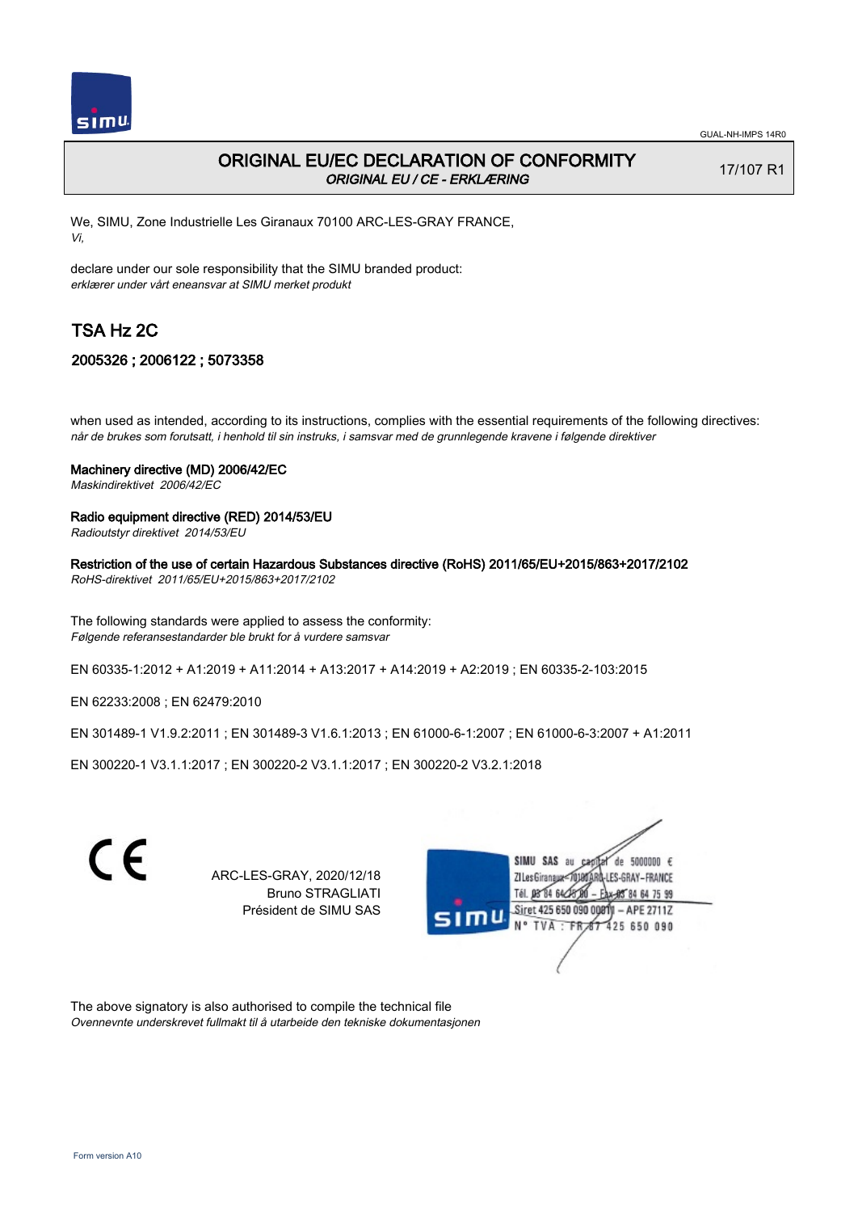GUAL-NH-IMPS 14R0

# ORIGINAL EU/EC DECLARATION OF CONFORMITY
*ORIGINAL EU / CE - ERKLÆRING*

17/107 R1

We, SIMU, Zone Industrielle Les Giranaux 70100 ARC-LES-GRAY FRANCE,
*Vi,*

declare under our sole responsibility that the SIMU branded product:
*erklærer under vårt eneansvar at SIMU merket produkt*

## TSA Hz 2C

### 2005326 ; 2006122 ; 5073358

when used as intended, according to its instructions, complies with the essential requirements of the following directives:
*når de brukes som forutsatt, i henhold til sin instruks, i samsvar med de grunnlegende kravene i følgende direktiver*

**Machinery directive (MD) 2006/42/EC**
*Maskindirektivet 2006/42/EC*

**Radio equipment directive (RED) 2014/53/EU**
*Radioutstyr direktivet 2014/53/EU*

**Restriction of the use of certain Hazardous Substances directive (RoHS) 2011/65/EU+2015/863+2017/2102**
*RoHS-direktivet 2011/65/EU+2015/863+2017/2102*

The following standards were applied to assess the conformity:
*Følgende referansestandarder ble brukt for å vurdere samsvar*

EN 60335-1:2012 + A1:2019 + A11:2014 + A13:2017 + A14:2019 + A2:2019 ; EN 60335-2-103:2015

EN 62233:2008 ; EN 62479:2010

EN 301489-1 V1.9.2:2011 ; EN 301489-3 V1.6.1:2013 ; EN 61000-6-1:2007 ; EN 61000-6-3:2007 + A1:2011

EN 300220-1 V3.1.1:2017 ; EN 300220-2 V3.1.1:2017 ; EN 300220-2 V3.2.1:2018

CE

ARC-LES-GRAY, 2020/12/18
Bruno STRAGLIATI
Président de SIMU SAS

SIMU SAS au capital de 5000000 €
ZI Les Giranaux 70100 ARC-LES-GRAY-FRANCE
Tél. 03 84 64 75 00 – Fax 03 84 64 75 99
Siret 425 650 090 00011 – APE 2711Z
N° TVA : FR 87 425 650 090

The above signatory is also authorised to compile the technical file
*Ovennevnte underskrevet fullmakt til å utarbeide den tekniske dokumentasjonen*

Form version A10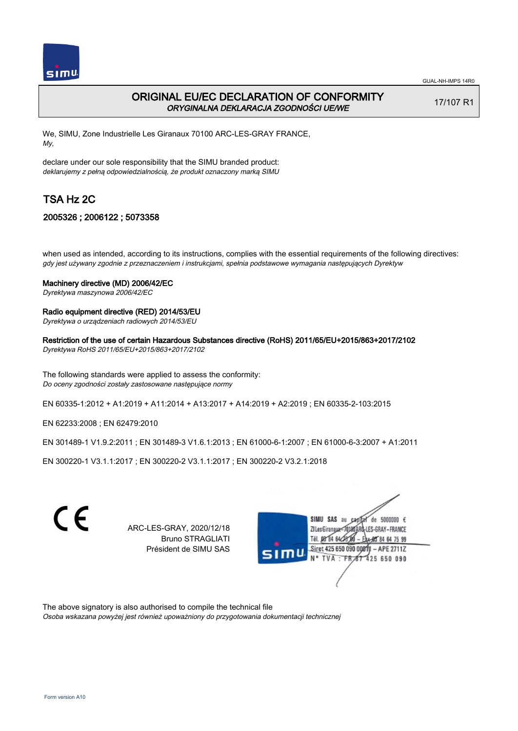GUAL-NH-IMPS 14R0

# ORIGINAL EU/EC DECLARATION OF CONFORMITY

*ORYGINALNA DEKLARACJA ZGODNOŚCI UE/WE*

17/107 R1

We, SIMU, Zone Industrielle Les Giranaux 70100 ARC-LES-GRAY FRANCE,
*My,*

declare under our sole responsibility that the SIMU branded product:
*deklarujemy z pełną odpowiedzialnością, że produkt oznaczony marką SIMU*

## TSA Hz 2C

### 2005326 ; 2006122 ; 5073358

when used as intended, according to its instructions, complies with the essential requirements of the following directives:
*gdy jest używany zgodnie z przeznaczeniem i instrukcjami, spełnia podstawowe wymagania następujących Dyrektyw*

Machinery directive (MD) 2006/42/EC
*Dyrektywa maszynowa 2006/42/EC*

Radio equipment directive (RED) 2014/53/EU
*Dyrektywa o urządzeniach radiowych 2014/53/EU*

Restriction of the use of certain Hazardous Substances directive (RoHS) 2011/65/EU+2015/863+2017/2102
*Dyrektywa RoHS 2011/65/EU+2015/863+2017/2102*

The following standards were applied to assess the conformity:
*Do oceny zgodności zostały zastosowane następujące normy*

EN 60335-1:2012 + A1:2019 + A11:2014 + A13:2017 + A14:2019 + A2:2019 ; EN 60335-2-103:2015

EN 62233:2008 ; EN 62479:2010

EN 301489-1 V1.9.2:2011 ; EN 301489-3 V1.6.1:2013 ; EN 61000-6-1:2007 ; EN 61000-6-3:2007 + A1:2011

EN 300220-1 V3.1.1:2017 ; EN 300220-2 V3.1.1:2017 ; EN 300220-2 V3.2.1:2018

CE

ARC-LES-GRAY, 2020/12/18
Bruno STRAGLIATI
Président de SIMU SAS

SIMU SAS au capital de 5000000 €
ZI Les Giranaux 70100 ARC-LES-GRAY-FRANCE
Tél. 03 84 64 75 00 – Fax 03 84 64 75 99
Siret 425 650 090 00011 – APE 2711Z
N° TVA : FR 87 425 650 090

The above signatory is also authorised to compile the technical file
*Osoba wskazana powyżej jest również upoważniony do przygotowania dokumentacji technicznej*

Form version A10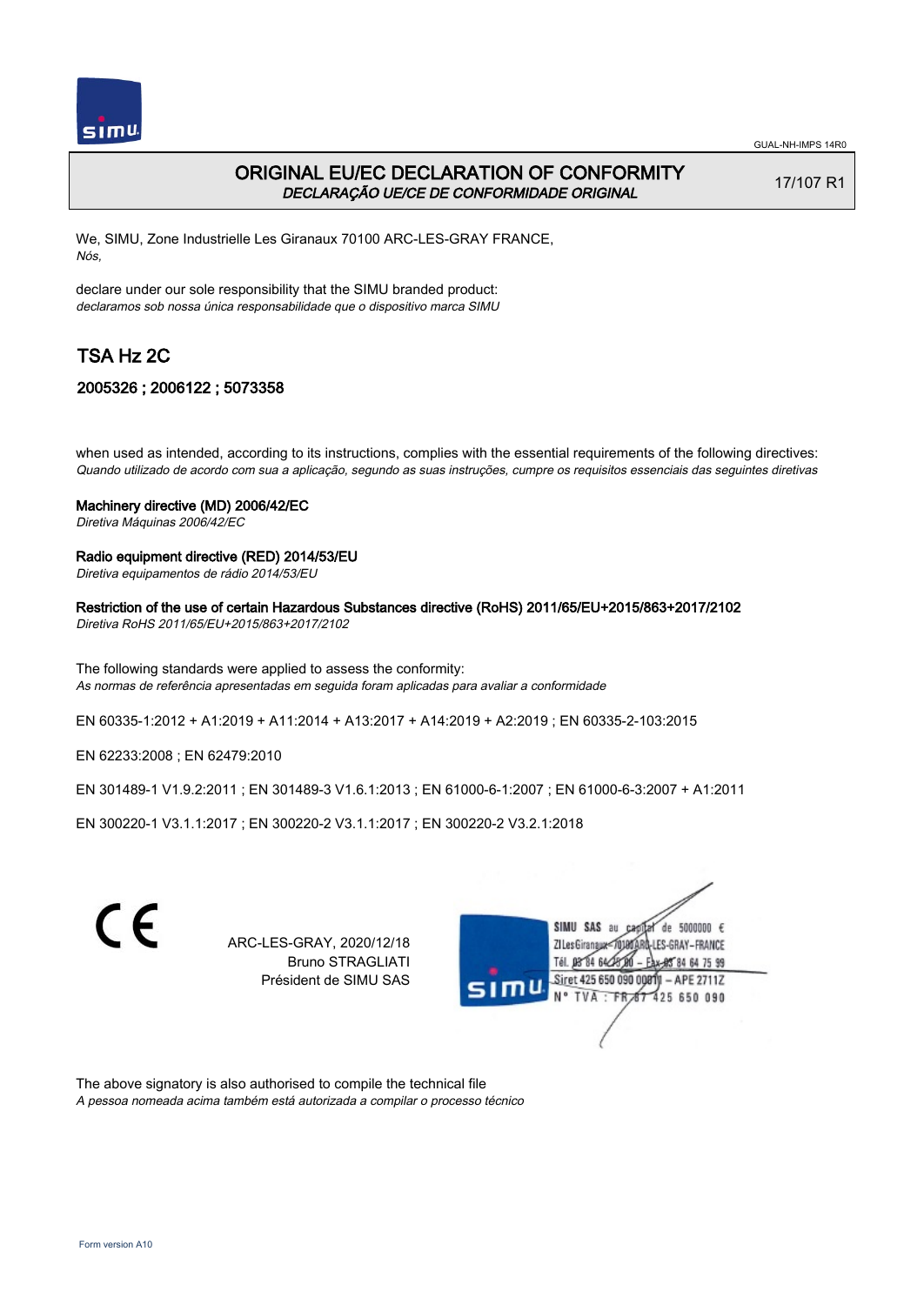GUAL-NH-IMPS 14R0

# ORIGINAL EU/EC DECLARATION OF CONFORMITY
*DECLARAÇÃO UE/CE DE CONFORMIDADE ORIGINAL*

17/107 R1

We, SIMU, Zone Industrielle Les Giranaux 70100 ARC-LES-GRAY FRANCE,
*Nós,*

declare under our sole responsibility that the SIMU branded product:
*declaramos sob nossa única responsabilidade que o dispositivo marca SIMU*

## TSA Hz 2C

### 2005326 ; 2006122 ; 5073358

when used as intended, according to its instructions, complies with the essential requirements of the following directives:
*Quando utilizado de acordo com sua a aplicação, segundo as suas instruções, cumpre os requisitos essenciais das seguintes diretivas*

**Machinery directive (MD) 2006/42/EC**
*Diretiva Máquinas 2006/42/EC*

**Radio equipment directive (RED) 2014/53/EU**
*Diretiva equipamentos de rádio 2014/53/EU*

**Restriction of the use of certain Hazardous Substances directive (RoHS) 2011/65/EU+2015/863+2017/2102**
*Diretiva RoHS 2011/65/EU+2015/863+2017/2102*

The following standards were applied to assess the conformity:
*As normas de referência apresentadas em seguida foram aplicadas para avaliar a conformidade*

EN 60335-1:2012 + A1:2019 + A11:2014 + A13:2017 + A14:2019 + A2:2019 ; EN 60335-2-103:2015

EN 62233:2008 ; EN 62479:2010

EN 301489-1 V1.9.2:2011 ; EN 301489-3 V1.6.1:2013 ; EN 61000-6-1:2007 ; EN 61000-6-3:2007 + A1:2011

EN 300220-1 V3.1.1:2017 ; EN 300220-2 V3.1.1:2017 ; EN 300220-2 V3.2.1:2018

CE

ARC-LES-GRAY, 2020/12/18
Bruno STRAGLIATI
Président de SIMU SAS

SIMU SAS au capital de 5000000 €
ZI Les Giranaux 70100 ARC-LES-GRAY-FRANCE
Tél. 03 84 64 75 00 – Fax 03 84 64 75 99
Siret 425 650 090 00011 – APE 2711Z
N° TVA : FR 87 425 650 090

The above signatory is also authorised to compile the technical file
*A pessoa nomeada acima também está autorizada a compilar o processo técnico*

Form version A10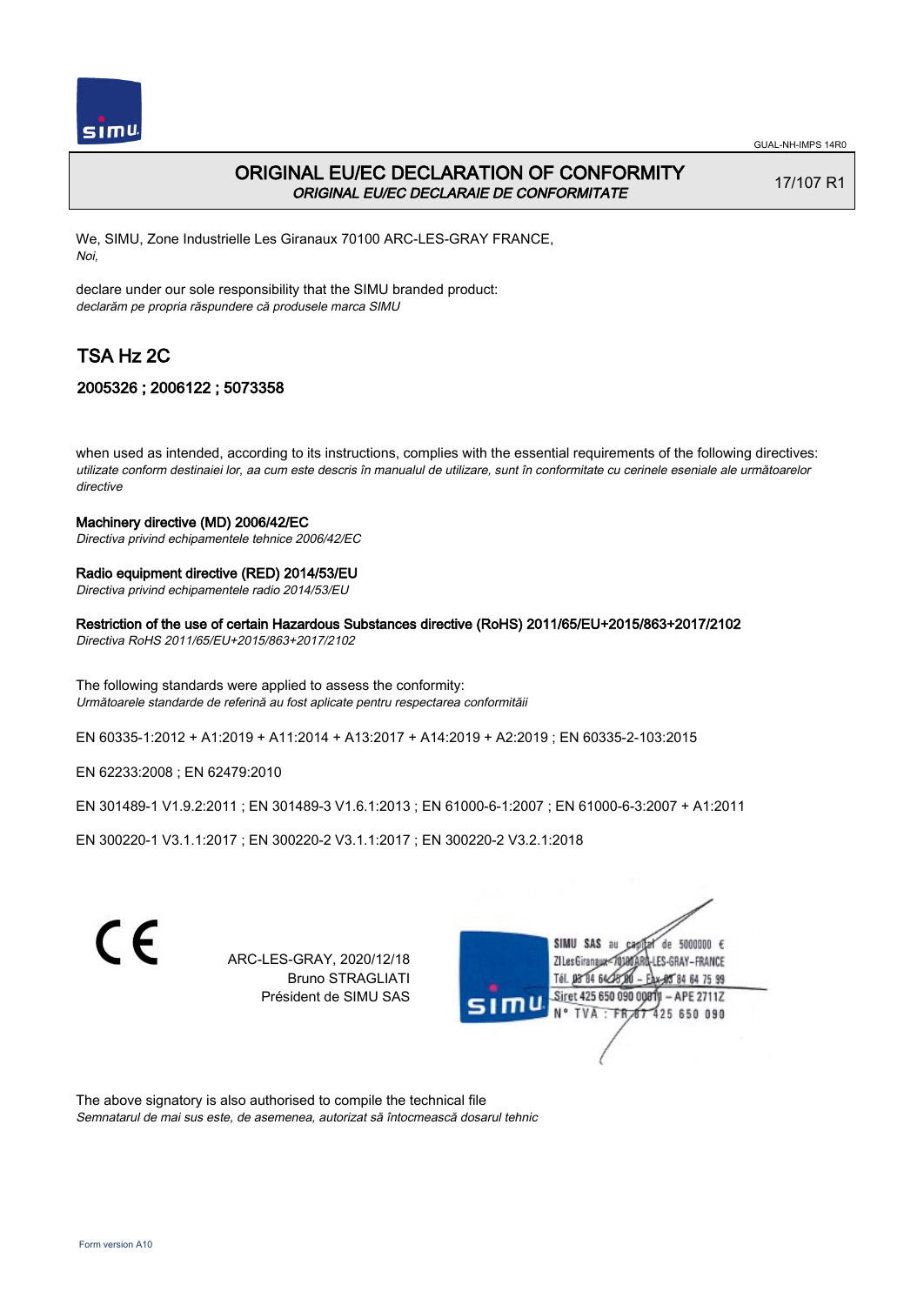GUAL-NH-IMPS 14R0

# ORIGINAL EU/EC DECLARATION OF CONFORMITY

*ORIGINAL EU/EC DECLARAIE DE CONFORMITATE*

17/107 R1

We, SIMU, Zone Industrielle Les Giranaux 70100 ARC-LES-GRAY FRANCE,
*Noi,*

declare under our sole responsibility that the SIMU branded product:
*declarăm pe propria răspundere că produsele marca SIMU*

## TSA Hz 2C

### 2005326 ; 2006122 ; 5073358

when used as intended, according to its instructions, complies with the essential requirements of the following directives:
*utilizate conform destinaiei lor, aa cum este descris în manualul de utilizare, sunt în conformitate cu cerinele eseniale ale următoarelor directive*

**Machinery directive (MD) 2006/42/EC**
*Directiva privind echipamentele tehnice 2006/42/EC*

**Radio equipment directive (RED) 2014/53/EU**
*Directiva privind echipamentele radio 2014/53/EU*

**Restriction of the use of certain Hazardous Substances directive (RoHS) 2011/65/EU+2015/863+2017/2102**
*Directiva RoHS 2011/65/EU+2015/863+2017/2102*

The following standards were applied to assess the conformity:
*Următoarele standarde de referină au fost aplicate pentru respectarea conformităii*

EN 60335-1:2012 + A1:2019 + A11:2014 + A13:2017 + A14:2019 + A2:2019 ; EN 60335-2-103:2015

EN 62233:2008 ; EN 62479:2010

EN 301489-1 V1.9.2:2011 ; EN 301489-3 V1.6.1:2013 ; EN 61000-6-1:2007 ; EN 61000-6-3:2007 + A1:2011

EN 300220-1 V3.1.1:2017 ; EN 300220-2 V3.1.1:2017 ; EN 300220-2 V3.2.1:2018

ARC-LES-GRAY, 2020/12/18
Bruno STRAGLIATI
Président de SIMU SAS

SIMU SAS au capital de 5000000 €
ZI Les Giranaux 70100 ARC-LES-GRAY-FRANCE
Tél. 03 84 64 75 00 – Fax 03 84 64 75 99
Siret 425 650 090 00011 – APE 2711Z
N° TVA : FR 87 425 650 090

The above signatory is also authorised to compile the technical file
*Semnatarul de mai sus este, de asemenea, autorizat să întocmească dosarul tehnic*

Form version A10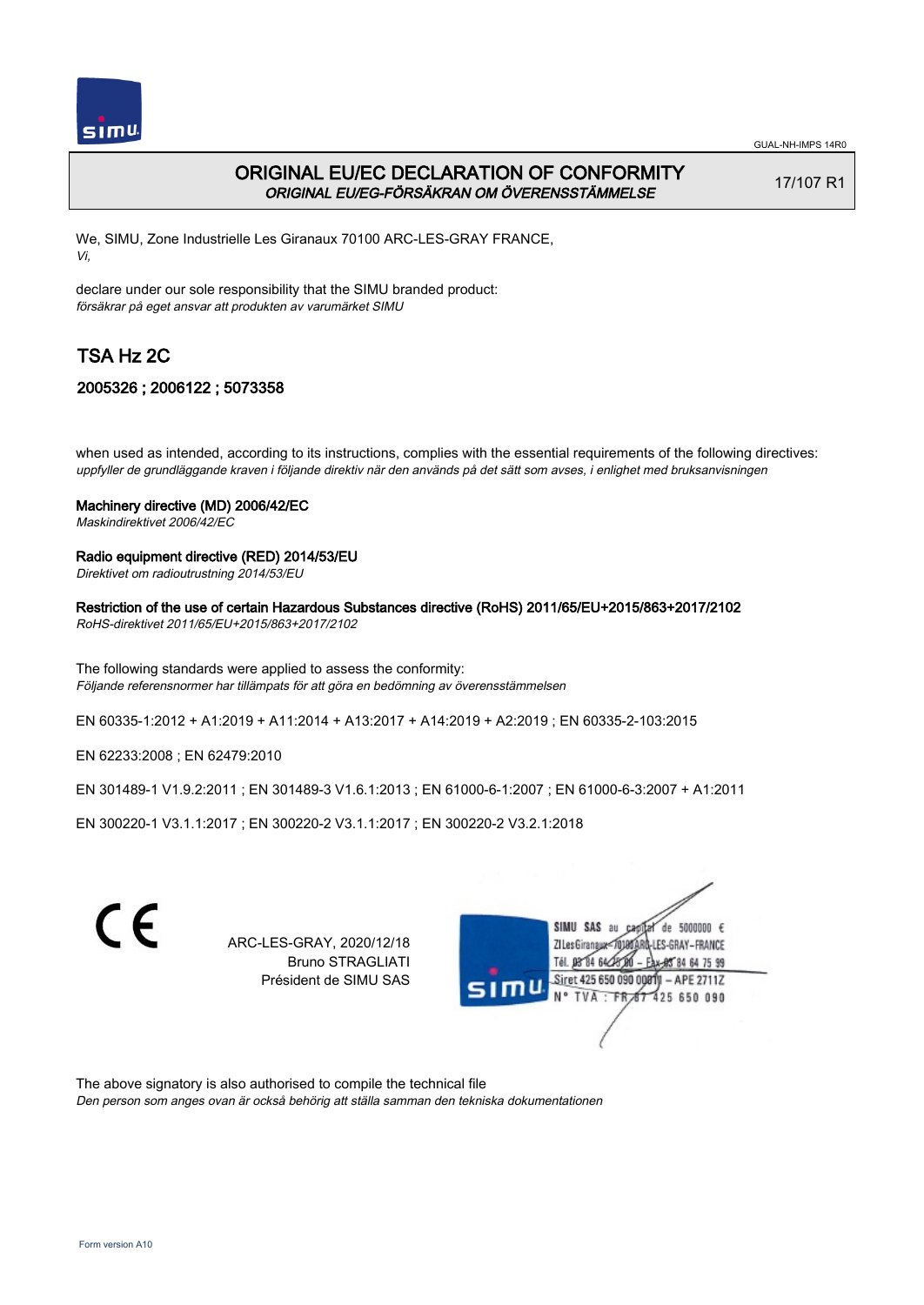GUAL-NH-IMPS 14R0

# ORIGINAL EU/EC DECLARATION OF CONFORMITY

*ORIGINAL EU/EG-FÖRSÄKRAN OM ÖVERENSSTÄMMELSE*

17/107 R1

We, SIMU, Zone Industrielle Les Giranaux 70100 ARC-LES-GRAY FRANCE,
*Vi,*

declare under our sole responsibility that the SIMU branded product:
*försäkrar på eget ansvar att produkten av varumärket SIMU*

## TSA Hz 2C

### 2005326 ; 2006122 ; 5073358

when used as intended, according to its instructions, complies with the essential requirements of the following directives:
*uppfyller de grundläggande kraven i följande direktiv när den används på det sätt som avses, i enlighet med bruksanvisningen*

**Machinery directive (MD) 2006/42/EC**
*Maskindirektivet 2006/42/EC*

**Radio equipment directive (RED) 2014/53/EU**
*Direktivet om radioutrustning 2014/53/EU*

**Restriction of the use of certain Hazardous Substances directive (RoHS) 2011/65/EU+2015/863+2017/2102**
*RoHS-direktivet 2011/65/EU+2015/863+2017/2102*

The following standards were applied to assess the conformity:
*Följande referensnormer har tillämpats för att göra en bedömning av överensstämmelsen*

EN 60335-1:2012 + A1:2019 + A11:2014 + A13:2017 + A14:2019 + A2:2019 ; EN 60335-2-103:2015

EN 62233:2008 ; EN 62479:2010

EN 301489-1 V1.9.2:2011 ; EN 301489-3 V1.6.1:2013 ; EN 61000-6-1:2007 ; EN 61000-6-3:2007 + A1:2011

EN 300220-1 V3.1.1:2017 ; EN 300220-2 V3.1.1:2017 ; EN 300220-2 V3.2.1:2018

CE

ARC-LES-GRAY, 2020/12/18
Bruno STRAGLIATI
Président de SIMU SAS

SIMU SAS au capital de 5000000 €
ZI Les Giranaux 70100 ARC-LES-GRAY-FRANCE
Tél. 03 84 64 75 00 – Fax 03 84 64 75 99
Siret 425 650 090 00011 – APE 2711Z
N° TVA : FR 87 425 650 090

The above signatory is also authorised to compile the technical file
*Den person som anges ovan är också behörig att ställa samman den tekniska dokumentationen*

Form version A10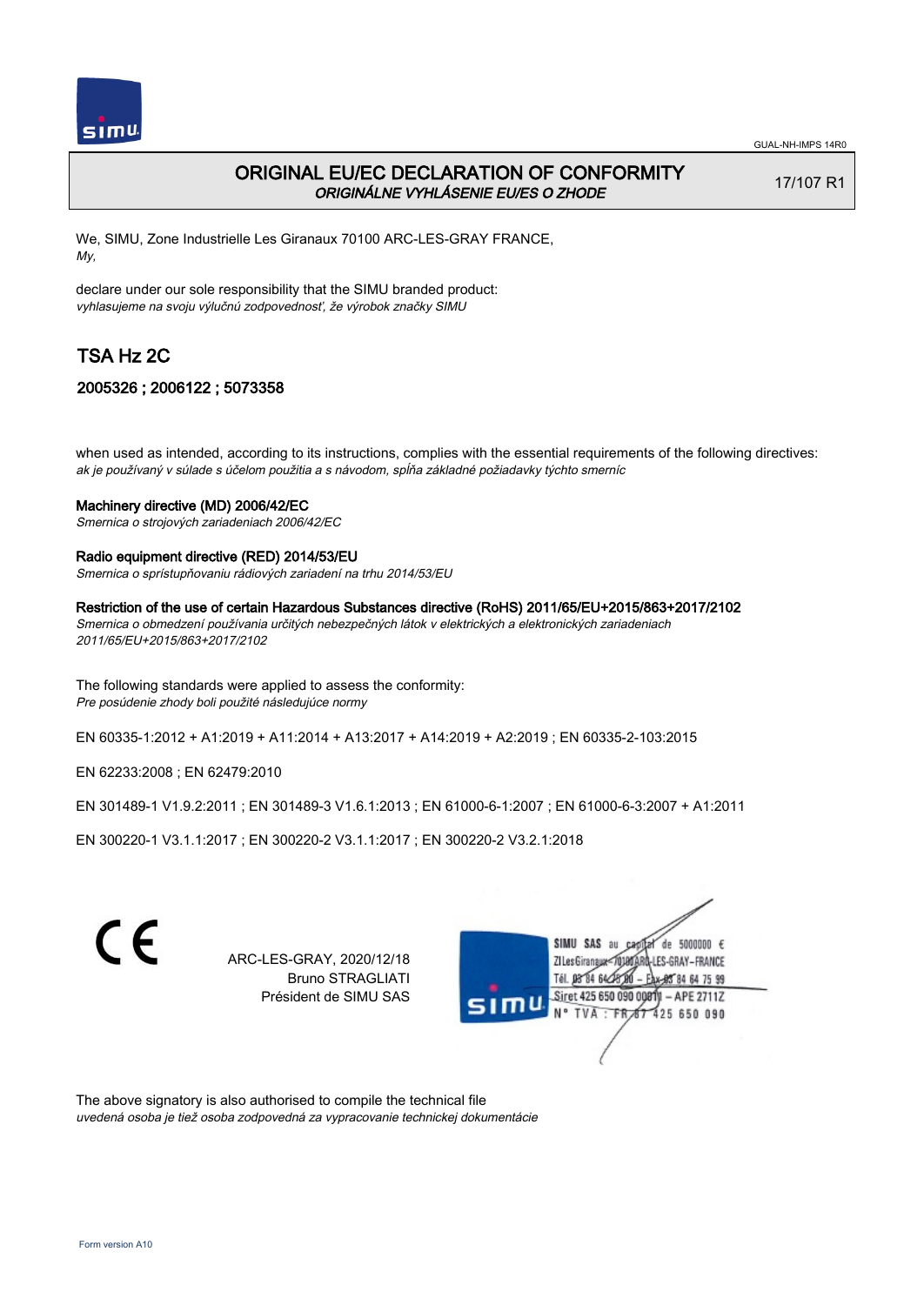GUAL-NH-IMPS 14R0

# ORIGINAL EU/EC DECLARATION OF CONFORMITY

*ORIGINÁLNE VYHLÁSENIE EU/ES O ZHODE*

17/107 R1

We, SIMU, Zone Industrielle Les Giranaux 70100 ARC-LES-GRAY FRANCE,
*My,*

declare under our sole responsibility that the SIMU branded product:
*vyhlasujeme na svoju výlučnú zodpovednosť, že výrobok značky SIMU*

## TSA Hz 2C

### 2005326 ; 2006122 ; 5073358

when used as intended, according to its instructions, complies with the essential requirements of the following directives:
*ak je používaný v súlade s účelom použitia a s návodom, spĺňa základné požiadavky týchto smerníc*

**Machinery directive (MD) 2006/42/EC**
*Smernica o strojových zariadeniach 2006/42/EC*

**Radio equipment directive (RED) 2014/53/EU**
*Smernica o sprístupňovaniu rádiových zariadení na trhu 2014/53/EU*

**Restriction of the use of certain Hazardous Substances directive (RoHS) 2011/65/EU+2015/863+2017/2102**
*Smernica o obmedzení používania určitých nebezpečných látok v elektrických a elektronických zariadeniach 2011/65/EU+2015/863+2017/2102*

The following standards were applied to assess the conformity:
*Pre posúdenie zhody boli použité následujúce normy*

EN 60335-1:2012 + A1:2019 + A11:2014 + A13:2017 + A14:2019 + A2:2019 ; EN 60335-2-103:2015

EN 62233:2008 ; EN 62479:2010

EN 301489-1 V1.9.2:2011 ; EN 301489-3 V1.6.1:2013 ; EN 61000-6-1:2007 ; EN 61000-6-3:2007 + A1:2011

EN 300220-1 V3.1.1:2017 ; EN 300220-2 V3.1.1:2017 ; EN 300220-2 V3.2.1:2018

ARC-LES-GRAY, 2020/12/18
Bruno STRAGLIATI
Président de SIMU SAS

SIMU SAS au capital de 5000000 €
ZI Les Giranaux 70100 ARC-LES-GRAY-FRANCE
Tél. 03 84 64 75 00 – Fax 03 84 64 75 99
Siret 425 650 090 00011 – APE 2711Z
N° TVA : FR 87 425 650 090

The above signatory is also authorised to compile the technical file
*uvedená osoba je tiež osoba zodpovedná za vypracovanie technickej dokumentácie*

Form version A10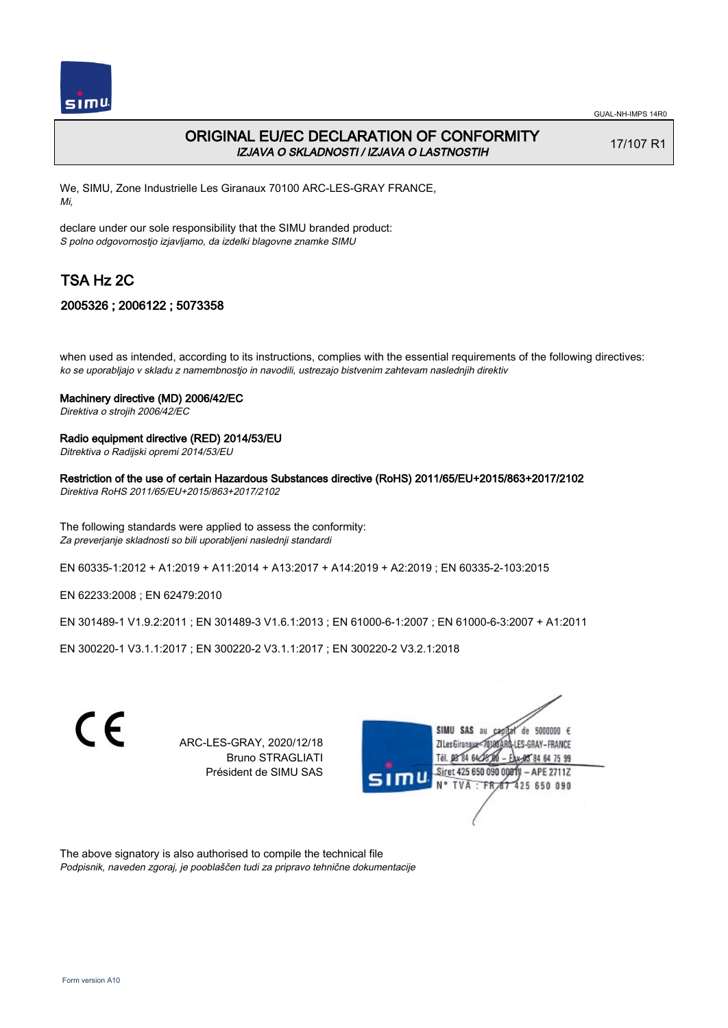GUAL-NH-IMPS 14R0

# ORIGINAL EU/EC DECLARATION OF CONFORMITY

*IZJAVA O SKLADNOSTI / IZJAVA O LASTNOSTIH*

17/107 R1

We, SIMU, Zone Industrielle Les Giranaux 70100 ARC-LES-GRAY FRANCE,
*Mi,*

declare under our sole responsibility that the SIMU branded product:
*S polno odgovornostjo izjavljamo, da izdelki blagovne znamke SIMU*

## TSA Hz 2C

### 2005326 ; 2006122 ; 5073358

when used as intended, according to its instructions, complies with the essential requirements of the following directives:
*ko se uporabljajo v skladu z namembnostjo in navodili, ustrezajo bistvenim zahtevam naslednjih direktiv*

**Machinery directive (MD) 2006/42/EC**
*Direktiva o strojih 2006/42/EC*

**Radio equipment directive (RED) 2014/53/EU**
*Ditrektiva o Radijski opremi 2014/53/EU*

**Restriction of the use of certain Hazardous Substances directive (RoHS) 2011/65/EU+2015/863+2017/2102**
*Direktiva RoHS 2011/65/EU+2015/863+2017/2102*

The following standards were applied to assess the conformity:
*Za preverjanje skladnosti so bili uporabljeni naslednji standardi*

EN 60335-1:2012 + A1:2019 + A11:2014 + A13:2017 + A14:2019 + A2:2019 ; EN 60335-2-103:2015

EN 62233:2008 ; EN 62479:2010

EN 301489-1 V1.9.2:2011 ; EN 301489-3 V1.6.1:2013 ; EN 61000-6-1:2007 ; EN 61000-6-3:2007 + A1:2011

EN 300220-1 V3.1.1:2017 ; EN 300220-2 V3.1.1:2017 ; EN 300220-2 V3.2.1:2018

CE

ARC-LES-GRAY, 2020/12/18
Bruno STRAGLIATI
Président de SIMU SAS

SIMU SAS au capital de 5000000 €
ZI Les Giranaux 70100 ARC-LES-GRAY-FRANCE
Tél. 03 84 64 75 00 – Fax 03 84 64 75 99
Siret 425 650 090 00011 – APE 2711Z
N° TVA : FR 87 425 650 090

The above signatory is also authorised to compile the technical file
*Podpisnik, naveden zgoraj, je pooblaščen tudi za pripravo tehnične dokumentacije*

Form version A10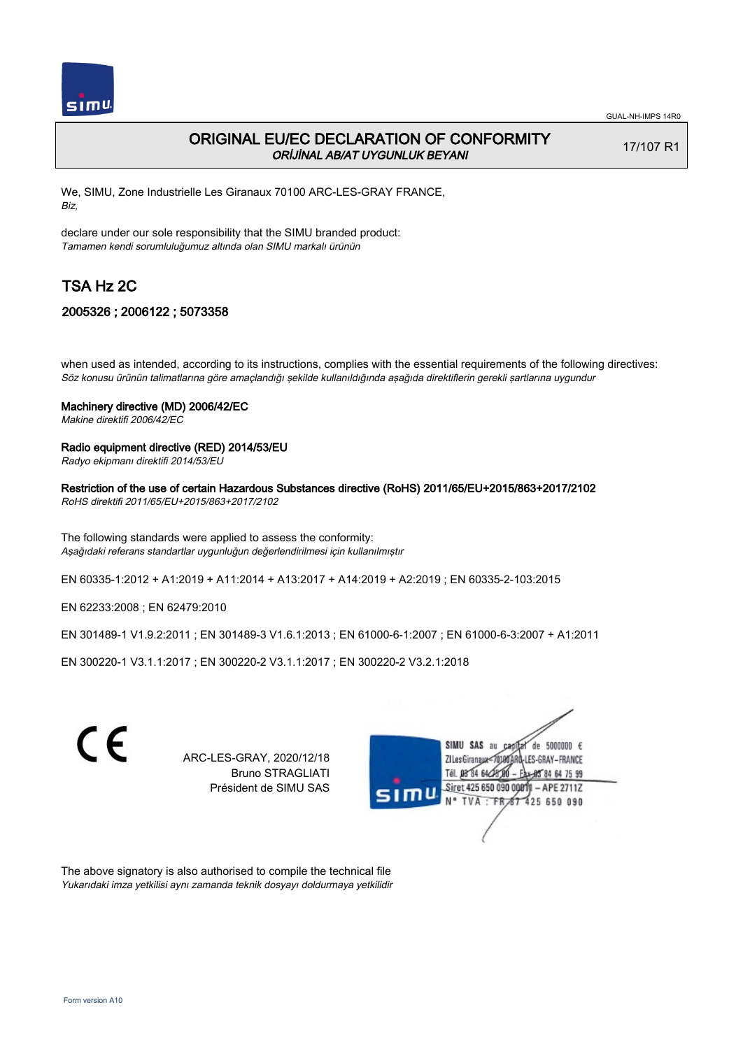GUAL-NH-IMPS 14R0

# ORIGINAL EU/EC DECLARATION OF CONFORMITY
*ORİJİNAL AB/AT UYGUNLUK BEYANI*

17/107 R1

We, SIMU, Zone Industrielle Les Giranaux 70100 ARC-LES-GRAY FRANCE,
*Biz,*

declare under our sole responsibility that the SIMU branded product:
*Tamamen kendi sorumluluğumuz altında olan SIMU markalı ürünün*

## TSA Hz 2C

### 2005326 ; 2006122 ; 5073358

when used as intended, according to its instructions, complies with the essential requirements of the following directives:
*Söz konusu ürünün talimatlarına göre amaçlandığı şekilde kullanıldığında aşağıda direktiflerin gerekli şartlarına uygundur*

**Machinery directive (MD) 2006/42/EC**
*Makine direktifi 2006/42/EC*

**Radio equipment directive (RED) 2014/53/EU**
*Radyo ekipmanı direktifi 2014/53/EU*

**Restriction of the use of certain Hazardous Substances directive (RoHS) 2011/65/EU+2015/863+2017/2102**
*RoHS direktifi 2011/65/EU+2015/863+2017/2102*

The following standards were applied to assess the conformity:
*Aşağıdaki referans standartlar uygunluğun değerlendirilmesi için kullanılmıştır*

EN 60335-1:2012 + A1:2019 + A11:2014 + A13:2017 + A14:2019 + A2:2019 ; EN 60335-2-103:2015

EN 62233:2008 ; EN 62479:2010

EN 301489-1 V1.9.2:2011 ; EN 301489-3 V1.6.1:2013 ; EN 61000-6-1:2007 ; EN 61000-6-3:2007 + A1:2011

EN 300220-1 V3.1.1:2017 ; EN 300220-2 V3.1.1:2017 ; EN 300220-2 V3.2.1:2018

CE

ARC-LES-GRAY, 2020/12/18
Bruno STRAGLIATI
Président de SIMU SAS

SIMU SAS au capital de 5000000 €
ZI Les Giranaux 70100 ARC-LES-GRAY-FRANCE
Tél. 03 84 64 75 00 – Fax 03 84 64 75 99
Siret 425 650 090 00011 – APE 2711Z
N° TVA : FR 87 425 650 090

The above signatory is also authorised to compile the technical file
*Yukarıdaki imza yetkilisi aynı zamanda teknik dosyayı doldurmaya yetkilidir*

Form version A10